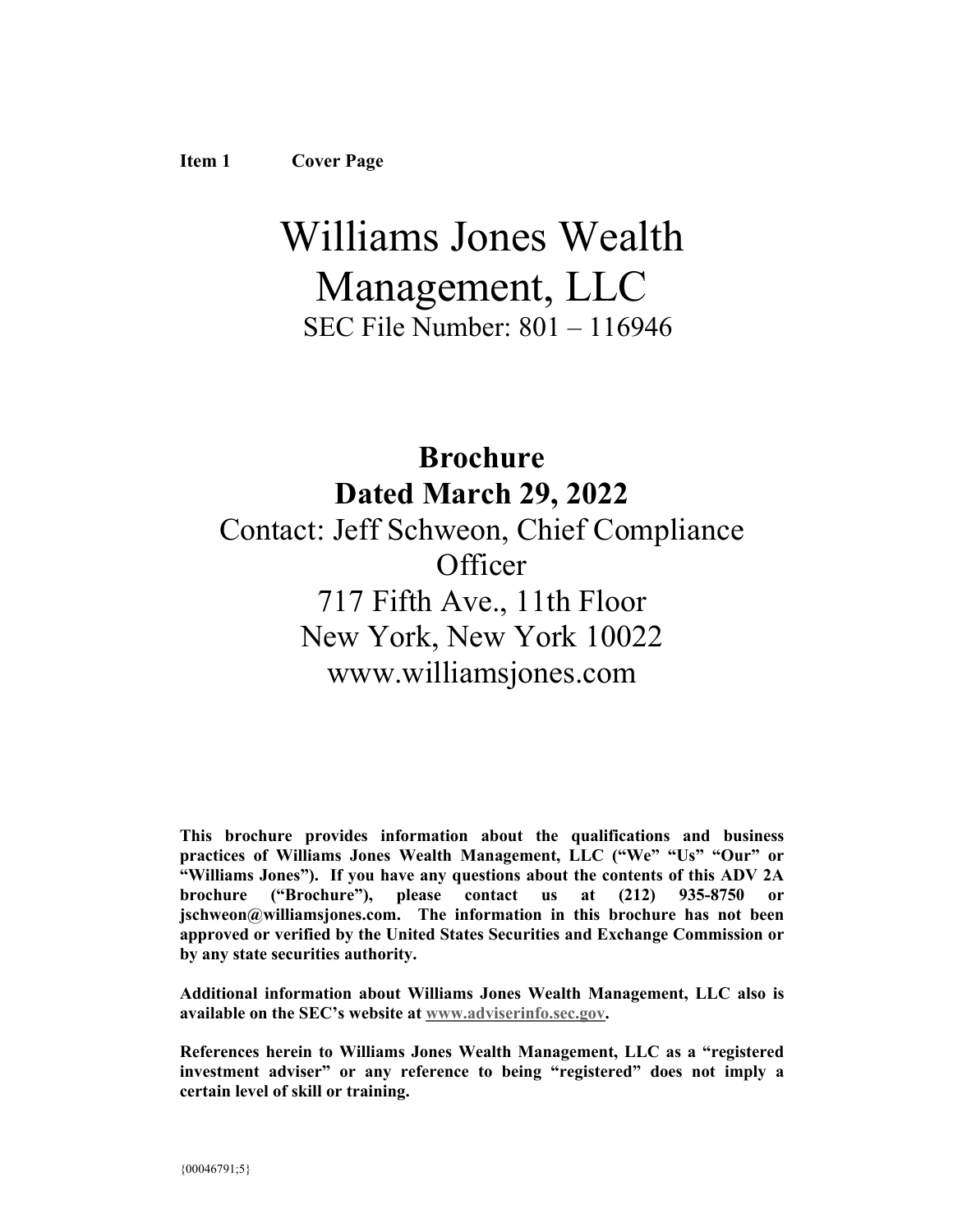**Item 1 Cover Page**

# Williams Jones Wealth Management, LLC

SEC File Number: 801 – 116946

## Brochure
## Dated March 29, 2022

Contact: Jeff Schweon, Chief Compliance Officer

717 Fifth Ave., 11th Floor

New York, New York 10022

www.williamsjones.com

**This brochure provides information about the qualifications and business practices of Williams Jones Wealth Management, LLC ("We" "Us" "Our" or "Williams Jones"). If you have any questions about the contents of this ADV 2A brochure ("Brochure"), please contact us at (212) 935-8750 or jschweon@williamsjones.com. The information in this brochure has not been approved or verified by the United States Securities and Exchange Commission or by any state securities authority.**

**Additional information about Williams Jones Wealth Management, LLC also is available on the SEC's website at www.adviserinfo.sec.gov.**

**References herein to Williams Jones Wealth Management, LLC as a "registered investment adviser" or any reference to being "registered" does not imply a certain level of skill or training.**

{00046791;5}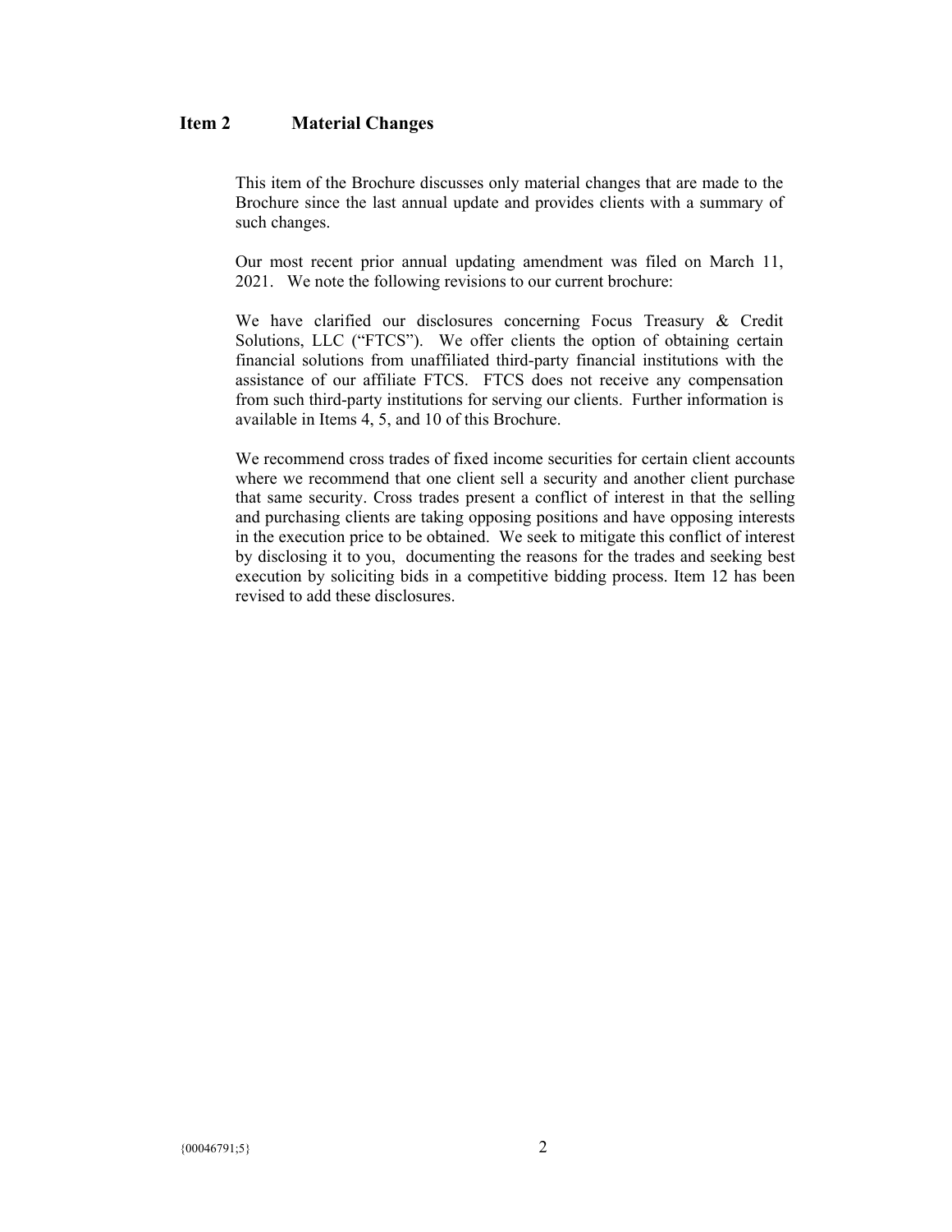## Item 2 Material Changes

This item of the Brochure discusses only material changes that are made to the Brochure since the last annual update and provides clients with a summary of such changes.

Our most recent prior annual updating amendment was filed on March 11, 2021. We note the following revisions to our current brochure:

We have clarified our disclosures concerning Focus Treasury & Credit Solutions, LLC ("FTCS"). We offer clients the option of obtaining certain financial solutions from unaffiliated third-party financial institutions with the assistance of our affiliate FTCS. FTCS does not receive any compensation from such third-party institutions for serving our clients. Further information is available in Items 4, 5, and 10 of this Brochure.

We recommend cross trades of fixed income securities for certain client accounts where we recommend that one client sell a security and another client purchase that same security. Cross trades present a conflict of interest in that the selling and purchasing clients are taking opposing positions and have opposing interests in the execution price to be obtained. We seek to mitigate this conflict of interest by disclosing it to you, documenting the reasons for the trades and seeking best execution by soliciting bids in a competitive bidding process. Item 12 has been revised to add these disclosures.

{00046791;5}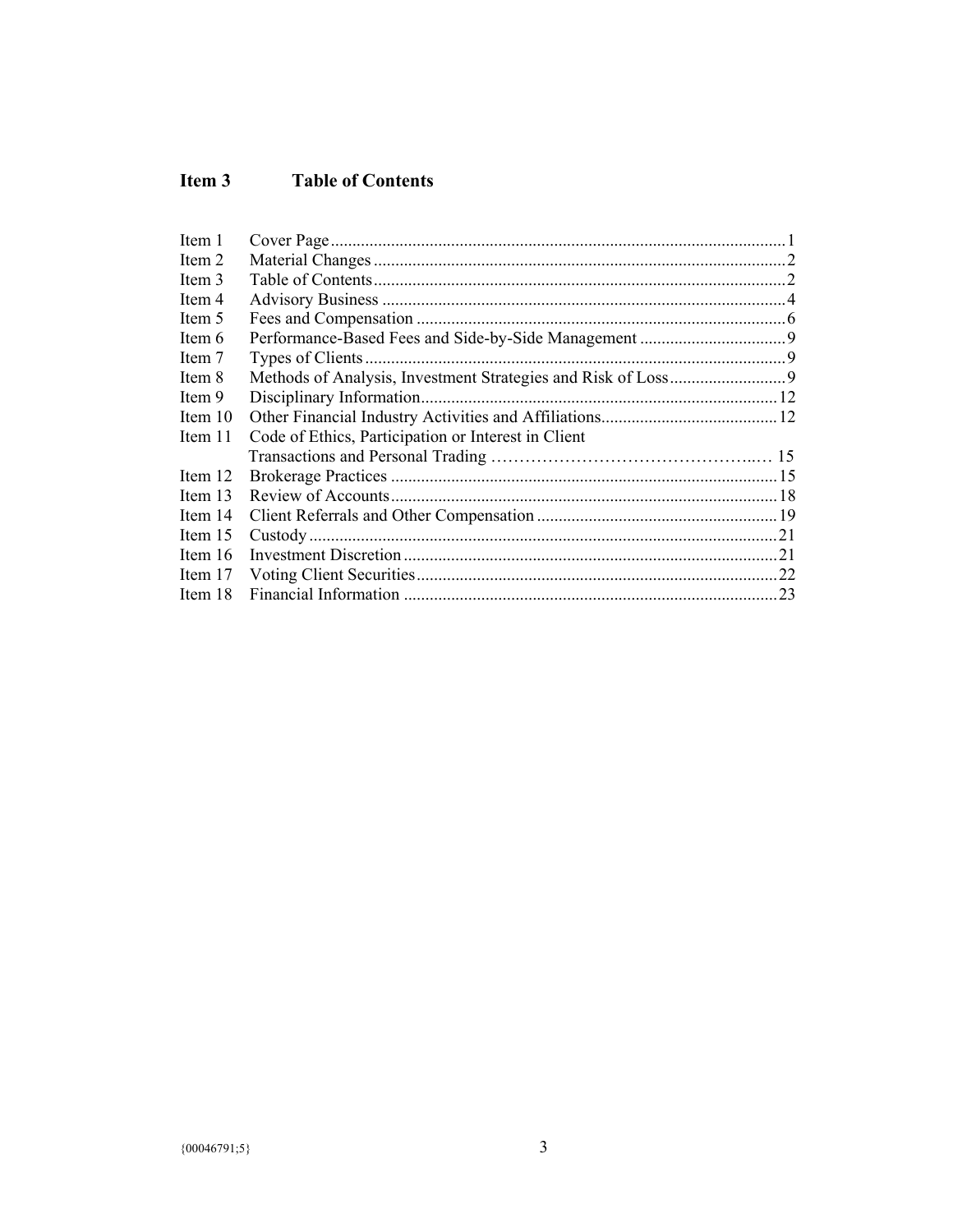## Item 3 Table of Contents

| | | |
|---|---|---|
| Item 1 | Cover Page | 1 |
| Item 2 | Material Changes | 2 |
| Item 3 | Table of Contents | 2 |
| Item 4 | Advisory Business | 4 |
| Item 5 | Fees and Compensation | 6 |
| Item 6 | Performance-Based Fees and Side-by-Side Management | 9 |
| Item 7 | Types of Clients | 9 |
| Item 8 | Methods of Analysis, Investment Strategies and Risk of Loss | 9 |
| Item 9 | Disciplinary Information | 12 |
| Item 10 | Other Financial Industry Activities and Affiliations | 12 |
| Item 11 | Code of Ethics, Participation or Interest in Client Transactions and Personal Trading | 15 |
| Item 12 | Brokerage Practices | 15 |
| Item 13 | Review of Accounts | 18 |
| Item 14 | Client Referrals and Other Compensation | 19 |
| Item 15 | Custody | 21 |
| Item 16 | Investment Discretion | 21 |
| Item 17 | Voting Client Securities | 22 |
| Item 18 | Financial Information | 23 |

{00046791;5}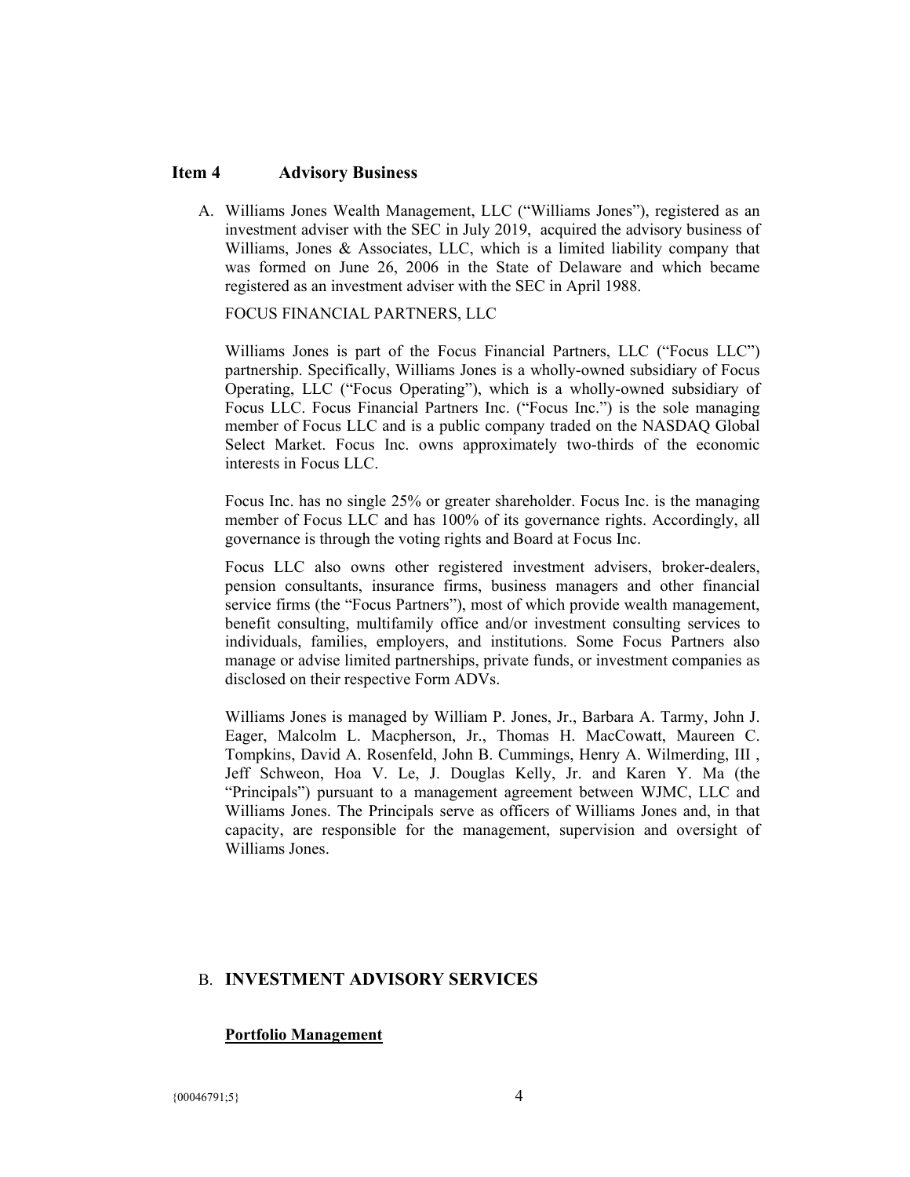## Item 4 Advisory Business

A. Williams Jones Wealth Management, LLC ("Williams Jones"), registered as an investment adviser with the SEC in July 2019, acquired the advisory business of Williams, Jones & Associates, LLC, which is a limited liability company that was formed on June 26, 2006 in the State of Delaware and which became registered as an investment adviser with the SEC in April 1988.

FOCUS FINANCIAL PARTNERS, LLC

Williams Jones is part of the Focus Financial Partners, LLC ("Focus LLC") partnership. Specifically, Williams Jones is a wholly-owned subsidiary of Focus Operating, LLC ("Focus Operating"), which is a wholly-owned subsidiary of Focus LLC. Focus Financial Partners Inc. ("Focus Inc.") is the sole managing member of Focus LLC and is a public company traded on the NASDAQ Global Select Market. Focus Inc. owns approximately two-thirds of the economic interests in Focus LLC.

Focus Inc. has no single 25% or greater shareholder. Focus Inc. is the managing member of Focus LLC and has 100% of its governance rights. Accordingly, all governance is through the voting rights and Board at Focus Inc.

Focus LLC also owns other registered investment advisers, broker-dealers, pension consultants, insurance firms, business managers and other financial service firms (the "Focus Partners"), most of which provide wealth management, benefit consulting, multifamily office and/or investment consulting services to individuals, families, employers, and institutions. Some Focus Partners also manage or advise limited partnerships, private funds, or investment companies as disclosed on their respective Form ADVs.

Williams Jones is managed by William P. Jones, Jr., Barbara A. Tarmy, John J. Eager, Malcolm L. Macpherson, Jr., Thomas H. MacCowatt, Maureen C. Tompkins, David A. Rosenfeld, John B. Cummings, Henry A. Wilmerding, III , Jeff Schweon, Hoa V. Le, J. Douglas Kelly, Jr. and Karen Y. Ma (the "Principals") pursuant to a management agreement between WJMC, LLC and Williams Jones. The Principals serve as officers of Williams Jones and, in that capacity, are responsible for the management, supervision and oversight of Williams Jones.

B. **INVESTMENT ADVISORY SERVICES**

**Portfolio Management**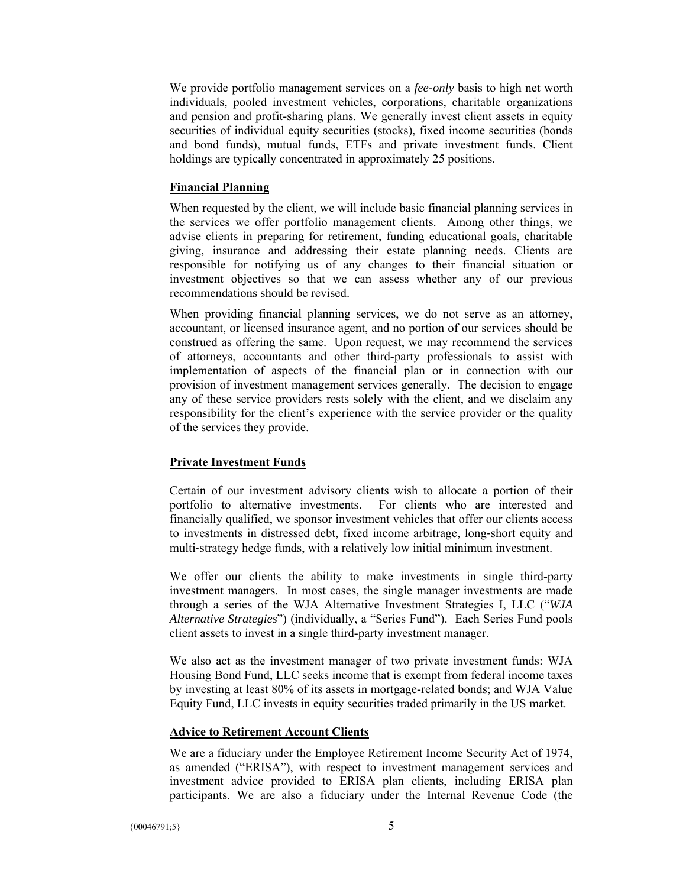We provide portfolio management services on a *fee-only* basis to high net worth individuals, pooled investment vehicles, corporations, charitable organizations and pension and profit-sharing plans. We generally invest client assets in equity securities of individual equity securities (stocks), fixed income securities (bonds and bond funds), mutual funds, ETFs and private investment funds. Client holdings are typically concentrated in approximately 25 positions.

**Financial Planning**

When requested by the client, we will include basic financial planning services in the services we offer portfolio management clients. Among other things, we advise clients in preparing for retirement, funding educational goals, charitable giving, insurance and addressing their estate planning needs. Clients are responsible for notifying us of any changes to their financial situation or investment objectives so that we can assess whether any of our previous recommendations should be revised.

When providing financial planning services, we do not serve as an attorney, accountant, or licensed insurance agent, and no portion of our services should be construed as offering the same. Upon request, we may recommend the services of attorneys, accountants and other third-party professionals to assist with implementation of aspects of the financial plan or in connection with our provision of investment management services generally. The decision to engage any of these service providers rests solely with the client, and we disclaim any responsibility for the client's experience with the service provider or the quality of the services they provide.

**Private Investment Funds**

Certain of our investment advisory clients wish to allocate a portion of their portfolio to alternative investments. For clients who are interested and financially qualified, we sponsor investment vehicles that offer our clients access to investments in distressed debt, fixed income arbitrage, long-short equity and multi-strategy hedge funds, with a relatively low initial minimum investment.

We offer our clients the ability to make investments in single third-party investment managers. In most cases, the single manager investments are made through a series of the WJA Alternative Investment Strategies I, LLC ("*WJA Alternative Strategies*") (individually, a "Series Fund"). Each Series Fund pools client assets to invest in a single third-party investment manager.

We also act as the investment manager of two private investment funds: WJA Housing Bond Fund, LLC seeks income that is exempt from federal income taxes by investing at least 80% of its assets in mortgage-related bonds; and WJA Value Equity Fund, LLC invests in equity securities traded primarily in the US market.

**Advice to Retirement Account Clients**

We are a fiduciary under the Employee Retirement Income Security Act of 1974, as amended ("ERISA"), with respect to investment management services and investment advice provided to ERISA plan clients, including ERISA plan participants. We are also a fiduciary under the Internal Revenue Code (the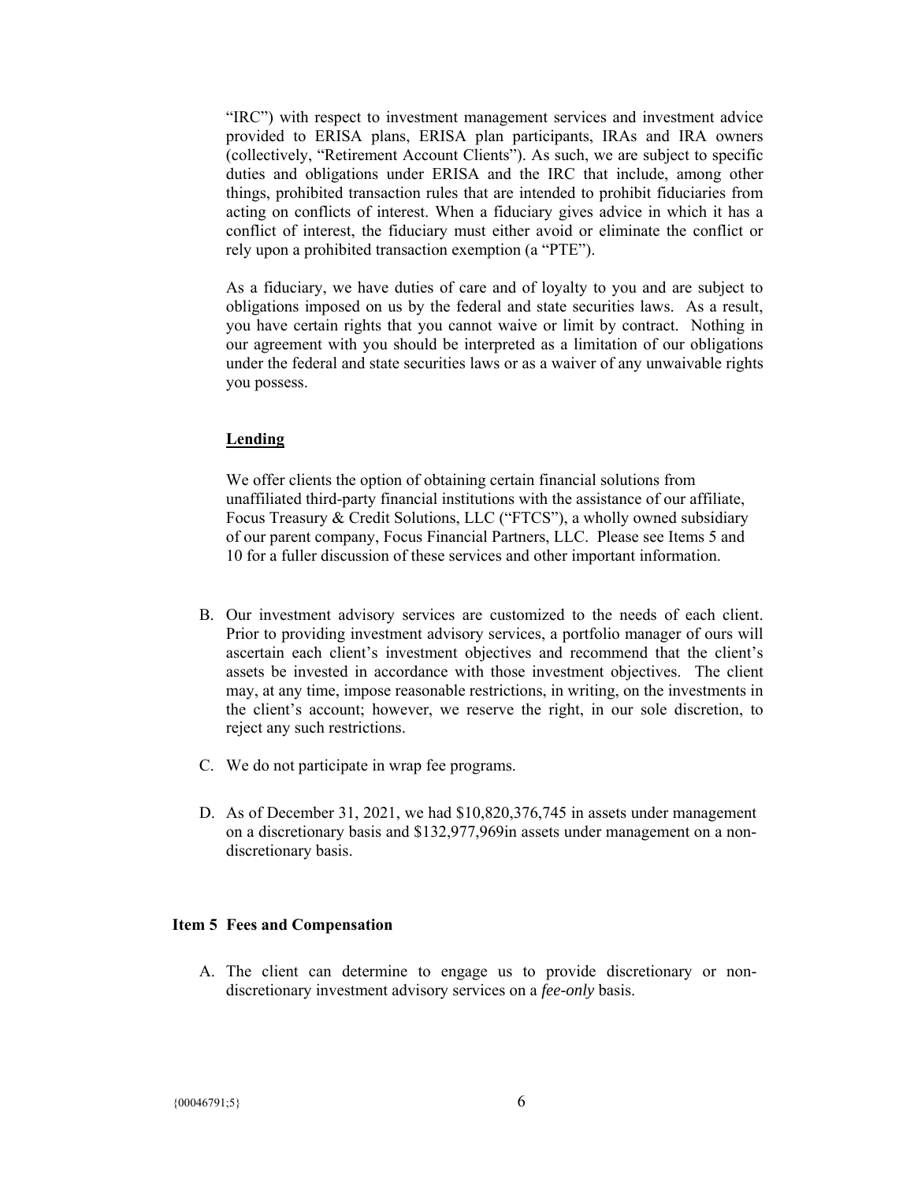"IRC") with respect to investment management services and investment advice provided to ERISA plans, ERISA plan participants, IRAs and IRA owners (collectively, "Retirement Account Clients"). As such, we are subject to specific duties and obligations under ERISA and the IRC that include, among other things, prohibited transaction rules that are intended to prohibit fiduciaries from acting on conflicts of interest. When a fiduciary gives advice in which it has a conflict of interest, the fiduciary must either avoid or eliminate the conflict or rely upon a prohibited transaction exemption (a "PTE").

As a fiduciary, we have duties of care and of loyalty to you and are subject to obligations imposed on us by the federal and state securities laws. As a result, you have certain rights that you cannot waive or limit by contract. Nothing in our agreement with you should be interpreted as a limitation of our obligations under the federal and state securities laws or as a waiver of any unwaivable rights you possess.

**Lending**

We offer clients the option of obtaining certain financial solutions from unaffiliated third-party financial institutions with the assistance of our affiliate, Focus Treasury & Credit Solutions, LLC ("FTCS"), a wholly owned subsidiary of our parent company, Focus Financial Partners, LLC. Please see Items 5 and 10 for a fuller discussion of these services and other important information.

B. Our investment advisory services are customized to the needs of each client. Prior to providing investment advisory services, a portfolio manager of ours will ascertain each client's investment objectives and recommend that the client's assets be invested in accordance with those investment objectives. The client may, at any time, impose reasonable restrictions, in writing, on the investments in the client's account; however, we reserve the right, in our sole discretion, to reject any such restrictions.

C. We do not participate in wrap fee programs.

D. As of December 31, 2021, we had $10,820,376,745 in assets under management on a discretionary basis and $132,977,969in assets under management on a non-discretionary basis.

## Item 5 Fees and Compensation

A. The client can determine to engage us to provide discretionary or non-discretionary investment advisory services on a *fee-only* basis.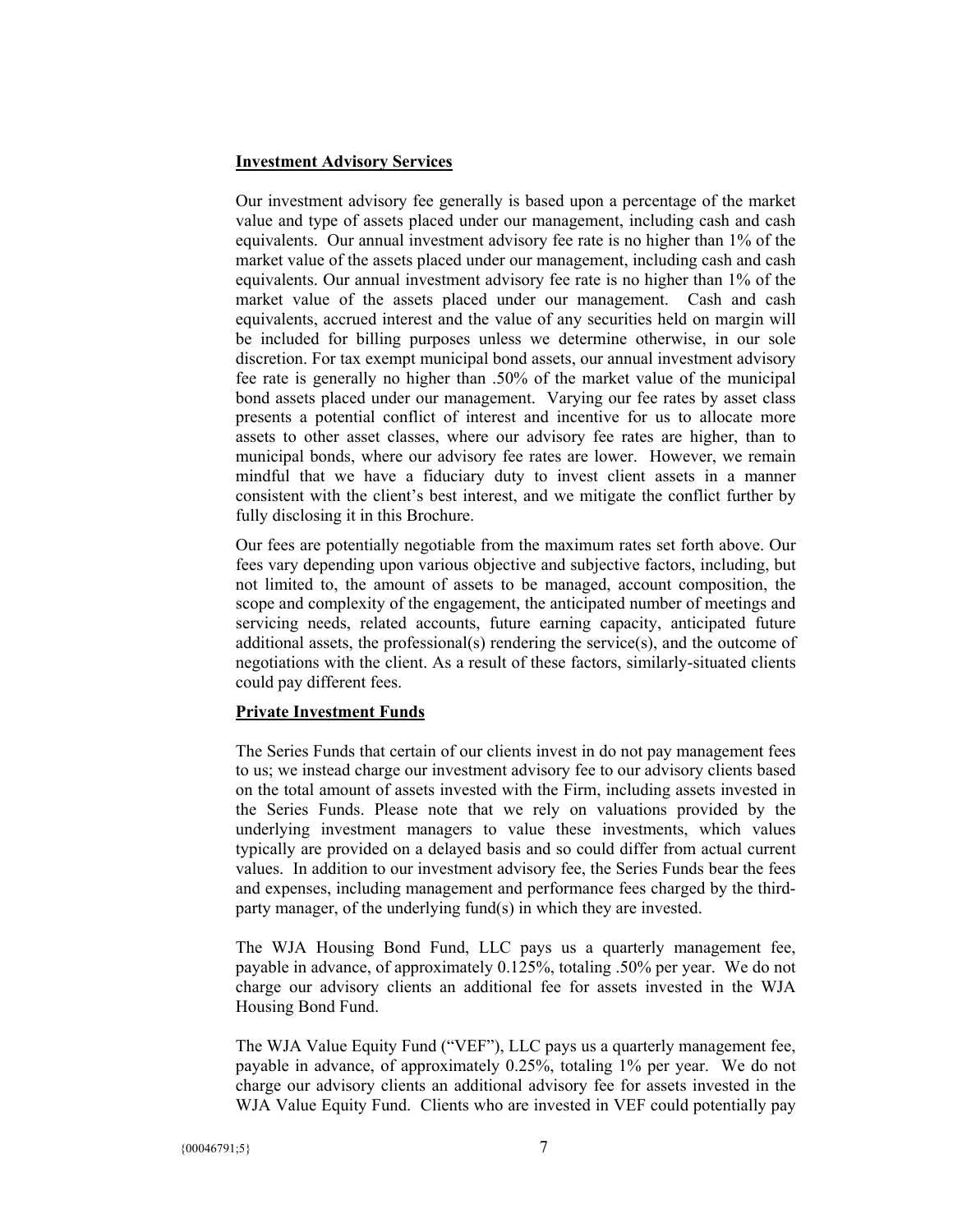**Investment Advisory Services**

Our investment advisory fee generally is based upon a percentage of the market value and type of assets placed under our management, including cash and cash equivalents. Our annual investment advisory fee rate is no higher than 1% of the market value of the assets placed under our management, including cash and cash equivalents. Our annual investment advisory fee rate is no higher than 1% of the market value of the assets placed under our management. Cash and cash equivalents, accrued interest and the value of any securities held on margin will be included for billing purposes unless we determine otherwise, in our sole discretion. For tax exempt municipal bond assets, our annual investment advisory fee rate is generally no higher than .50% of the market value of the municipal bond assets placed under our management. Varying our fee rates by asset class presents a potential conflict of interest and incentive for us to allocate more assets to other asset classes, where our advisory fee rates are higher, than to municipal bonds, where our advisory fee rates are lower. However, we remain mindful that we have a fiduciary duty to invest client assets in a manner consistent with the client's best interest, and we mitigate the conflict further by fully disclosing it in this Brochure.

Our fees are potentially negotiable from the maximum rates set forth above. Our fees vary depending upon various objective and subjective factors, including, but not limited to, the amount of assets to be managed, account composition, the scope and complexity of the engagement, the anticipated number of meetings and servicing needs, related accounts, future earning capacity, anticipated future additional assets, the professional(s) rendering the service(s), and the outcome of negotiations with the client. As a result of these factors, similarly-situated clients could pay different fees.

**Private Investment Funds**

The Series Funds that certain of our clients invest in do not pay management fees to us; we instead charge our investment advisory fee to our advisory clients based on the total amount of assets invested with the Firm, including assets invested in the Series Funds. Please note that we rely on valuations provided by the underlying investment managers to value these investments, which values typically are provided on a delayed basis and so could differ from actual current values. In addition to our investment advisory fee, the Series Funds bear the fees and expenses, including management and performance fees charged by the third-party manager, of the underlying fund(s) in which they are invested.

The WJA Housing Bond Fund, LLC pays us a quarterly management fee, payable in advance, of approximately 0.125%, totaling .50% per year. We do not charge our advisory clients an additional fee for assets invested in the WJA Housing Bond Fund.

The WJA Value Equity Fund ("VEF"), LLC pays us a quarterly management fee, payable in advance, of approximately 0.25%, totaling 1% per year. We do not charge our advisory clients an additional advisory fee for assets invested in the WJA Value Equity Fund. Clients who are invested in VEF could potentially pay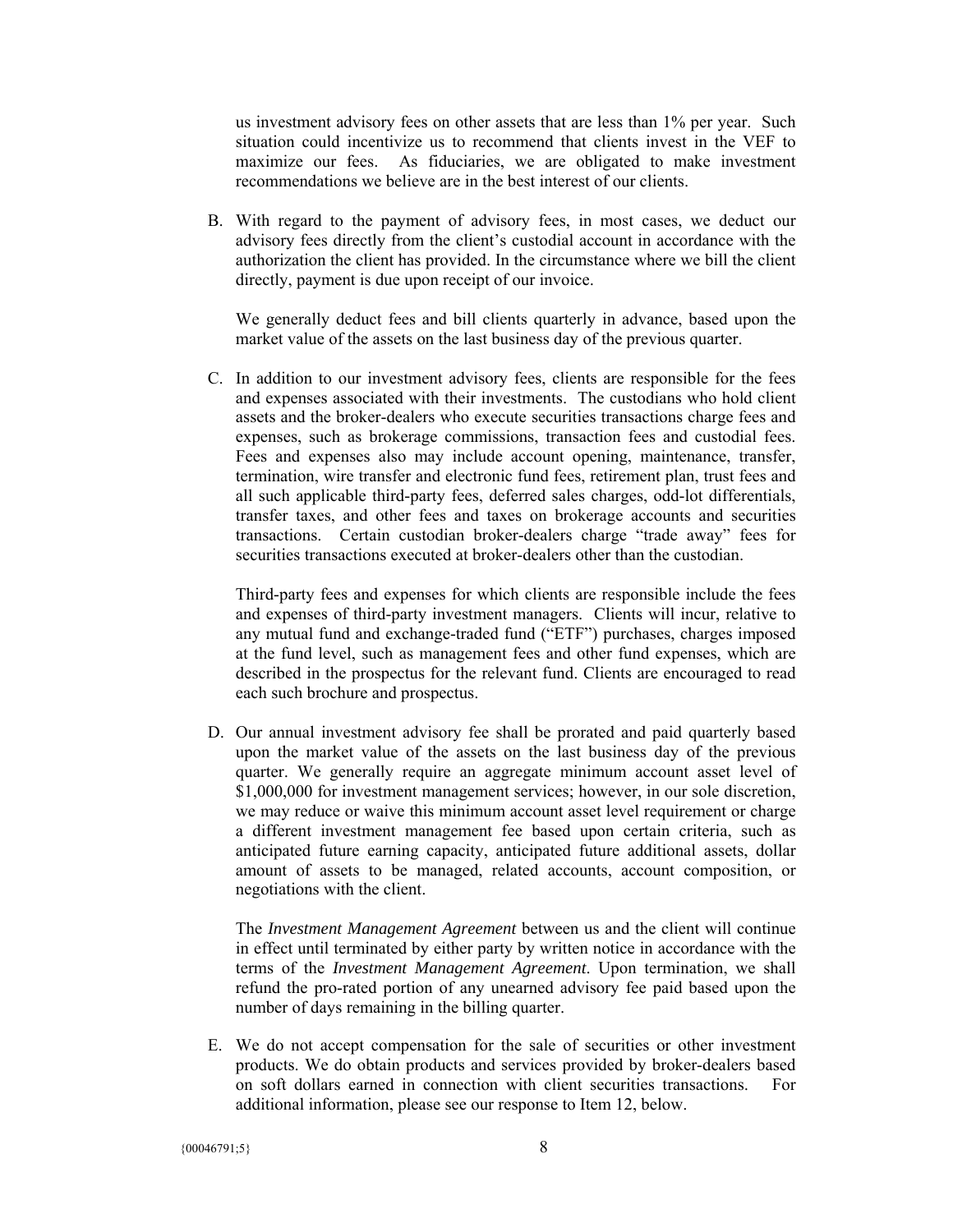us investment advisory fees on other assets that are less than 1% per year. Such situation could incentivize us to recommend that clients invest in the VEF to maximize our fees. As fiduciaries, we are obligated to make investment recommendations we believe are in the best interest of our clients.

B. With regard to the payment of advisory fees, in most cases, we deduct our advisory fees directly from the client's custodial account in accordance with the authorization the client has provided. In the circumstance where we bill the client directly, payment is due upon receipt of our invoice.

   We generally deduct fees and bill clients quarterly in advance, based upon the market value of the assets on the last business day of the previous quarter.

C. In addition to our investment advisory fees, clients are responsible for the fees and expenses associated with their investments. The custodians who hold client assets and the broker-dealers who execute securities transactions charge fees and expenses, such as brokerage commissions, transaction fees and custodial fees. Fees and expenses also may include account opening, maintenance, transfer, termination, wire transfer and electronic fund fees, retirement plan, trust fees and all such applicable third-party fees, deferred sales charges, odd-lot differentials, transfer taxes, and other fees and taxes on brokerage accounts and securities transactions. Certain custodian broker-dealers charge "trade away" fees for securities transactions executed at broker-dealers other than the custodian.

   Third-party fees and expenses for which clients are responsible include the fees and expenses of third-party investment managers. Clients will incur, relative to any mutual fund and exchange-traded fund ("ETF") purchases, charges imposed at the fund level, such as management fees and other fund expenses, which are described in the prospectus for the relevant fund. Clients are encouraged to read each such brochure and prospectus.

D. Our annual investment advisory fee shall be prorated and paid quarterly based upon the market value of the assets on the last business day of the previous quarter. We generally require an aggregate minimum account asset level of $1,000,000 for investment management services; however, in our sole discretion, we may reduce or waive this minimum account asset level requirement or charge a different investment management fee based upon certain criteria, such as anticipated future earning capacity, anticipated future additional assets, dollar amount of assets to be managed, related accounts, account composition, or negotiations with the client.

   The *Investment Management Agreement* between us and the client will continue in effect until terminated by either party by written notice in accordance with the terms of the *Investment Management Agreement*. Upon termination, we shall refund the pro-rated portion of any unearned advisory fee paid based upon the number of days remaining in the billing quarter.

E. We do not accept compensation for the sale of securities or other investment products. We do obtain products and services provided by broker-dealers based on soft dollars earned in connection with client securities transactions. For additional information, please see our response to Item 12, below.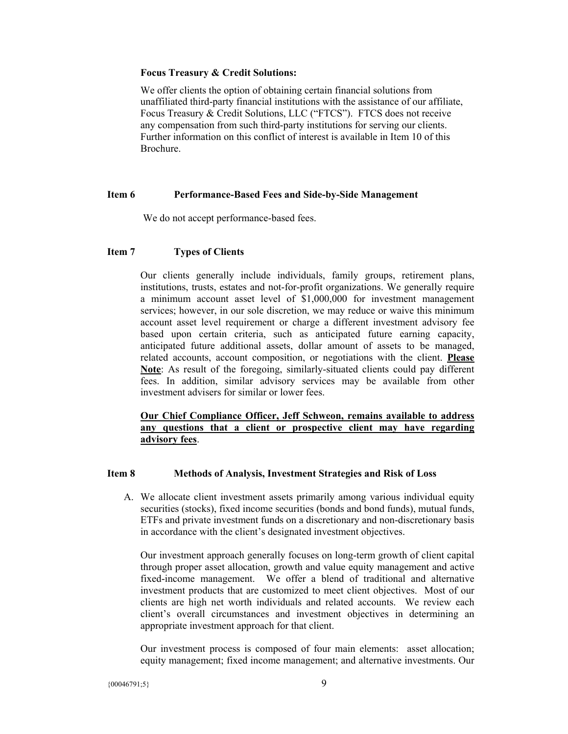**Focus Treasury & Credit Solutions:**

We offer clients the option of obtaining certain financial solutions from unaffiliated third-party financial institutions with the assistance of our affiliate, Focus Treasury & Credit Solutions, LLC ("FTCS"). FTCS does not receive any compensation from such third-party institutions for serving our clients. Further information on this conflict of interest is available in Item 10 of this Brochure.

## Item 6 Performance-Based Fees and Side-by-Side Management

We do not accept performance-based fees.

## Item 7 Types of Clients

Our clients generally include individuals, family groups, retirement plans, institutions, trusts, estates and not-for-profit organizations. We generally require a minimum account asset level of $1,000,000 for investment management services; however, in our sole discretion, we may reduce or waive this minimum account asset level requirement or charge a different investment advisory fee based upon certain criteria, such as anticipated future earning capacity, anticipated future additional assets, dollar amount of assets to be managed, related accounts, account composition, or negotiations with the client. **Please Note**: As result of the foregoing, similarly-situated clients could pay different fees. In addition, similar advisory services may be available from other investment advisers for similar or lower fees.

**Our Chief Compliance Officer, Jeff Schweon, remains available to address any questions that a client or prospective client may have regarding advisory fees**.

## Item 8 Methods of Analysis, Investment Strategies and Risk of Loss

A. We allocate client investment assets primarily among various individual equity securities (stocks), fixed income securities (bonds and bond funds), mutual funds, ETFs and private investment funds on a discretionary and non-discretionary basis in accordance with the client's designated investment objectives.

   Our investment approach generally focuses on long-term growth of client capital through proper asset allocation, growth and value equity management and active fixed-income management. We offer a blend of traditional and alternative investment products that are customized to meet client objectives. Most of our clients are high net worth individuals and related accounts. We review each client's overall circumstances and investment objectives in determining an appropriate investment approach for that client.

   Our investment process is composed of four main elements: asset allocation; equity management; fixed income management; and alternative investments. Our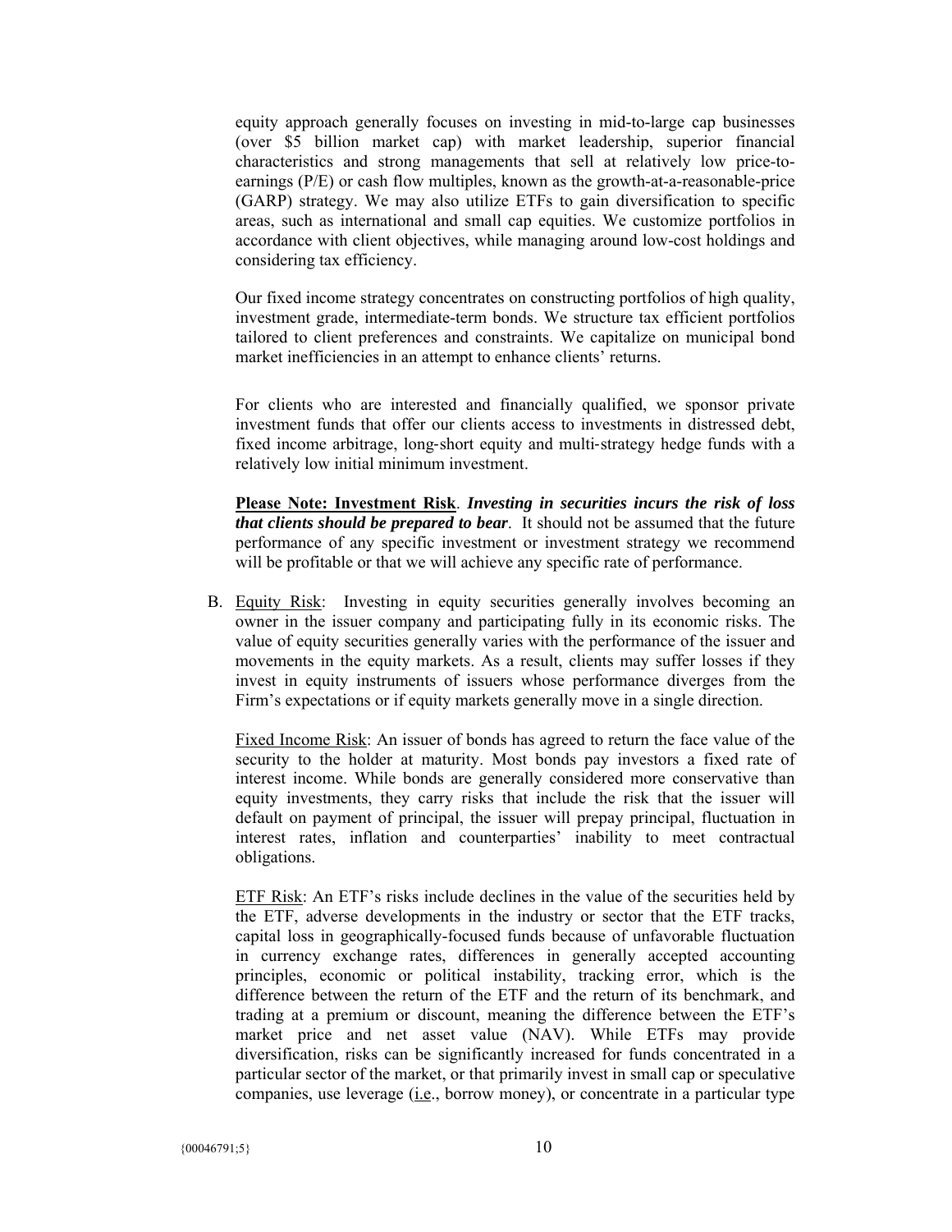equity approach generally focuses on investing in mid-to-large cap businesses (over $5 billion market cap) with market leadership, superior financial characteristics and strong managements that sell at relatively low price-to-earnings (P/E) or cash flow multiples, known as the growth-at-a-reasonable-price (GARP) strategy. We may also utilize ETFs to gain diversification to specific areas, such as international and small cap equities. We customize portfolios in accordance with client objectives, while managing around low-cost holdings and considering tax efficiency.

Our fixed income strategy concentrates on constructing portfolios of high quality, investment grade, intermediate-term bonds. We structure tax efficient portfolios tailored to client preferences and constraints. We capitalize on municipal bond market inefficiencies in an attempt to enhance clients' returns.

For clients who are interested and financially qualified, we sponsor private investment funds that offer our clients access to investments in distressed debt, fixed income arbitrage, long-short equity and multi-strategy hedge funds with a relatively low initial minimum investment.

**Please Note: Investment Risk**. ***Investing in securities incurs the risk of loss that clients should be prepared to bear***. It should not be assumed that the future performance of any specific investment or investment strategy we recommend will be profitable or that we will achieve any specific rate of performance.

B. Equity Risk: Investing in equity securities generally involves becoming an owner in the issuer company and participating fully in its economic risks. The value of equity securities generally varies with the performance of the issuer and movements in the equity markets. As a result, clients may suffer losses if they invest in equity instruments of issuers whose performance diverges from the Firm's expectations or if equity markets generally move in a single direction.

Fixed Income Risk: An issuer of bonds has agreed to return the face value of the security to the holder at maturity. Most bonds pay investors a fixed rate of interest income. While bonds are generally considered more conservative than equity investments, they carry risks that include the risk that the issuer will default on payment of principal, the issuer will prepay principal, fluctuation in interest rates, inflation and counterparties' inability to meet contractual obligations.

ETF Risk: An ETF's risks include declines in the value of the securities held by the ETF, adverse developments in the industry or sector that the ETF tracks, capital loss in geographically-focused funds because of unfavorable fluctuation in currency exchange rates, differences in generally accepted accounting principles, economic or political instability, tracking error, which is the difference between the return of the ETF and the return of its benchmark, and trading at a premium or discount, meaning the difference between the ETF's market price and net asset value (NAV). While ETFs may provide diversification, risks can be significantly increased for funds concentrated in a particular sector of the market, or that primarily invest in small cap or speculative companies, use leverage (i.e., borrow money), or concentrate in a particular type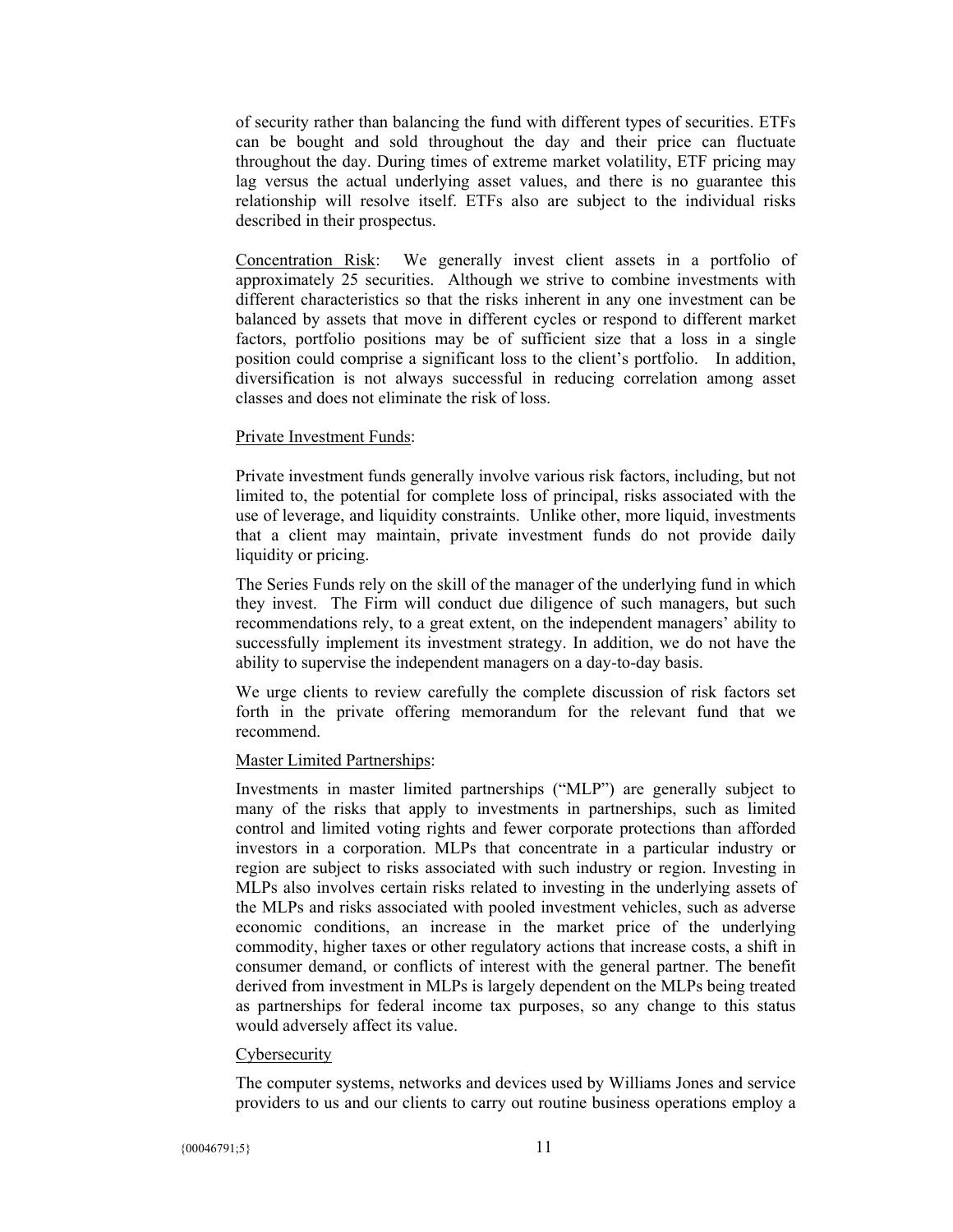of security rather than balancing the fund with different types of securities. ETFs can be bought and sold throughout the day and their price can fluctuate throughout the day. During times of extreme market volatility, ETF pricing may lag versus the actual underlying asset values, and there is no guarantee this relationship will resolve itself. ETFs also are subject to the individual risks described in their prospectus.

Concentration Risk: We generally invest client assets in a portfolio of approximately 25 securities. Although we strive to combine investments with different characteristics so that the risks inherent in any one investment can be balanced by assets that move in different cycles or respond to different market factors, portfolio positions may be of sufficient size that a loss in a single position could comprise a significant loss to the client's portfolio. In addition, diversification is not always successful in reducing correlation among asset classes and does not eliminate the risk of loss.

Private Investment Funds:

Private investment funds generally involve various risk factors, including, but not limited to, the potential for complete loss of principal, risks associated with the use of leverage, and liquidity constraints. Unlike other, more liquid, investments that a client may maintain, private investment funds do not provide daily liquidity or pricing.

The Series Funds rely on the skill of the manager of the underlying fund in which they invest. The Firm will conduct due diligence of such managers, but such recommendations rely, to a great extent, on the independent managers' ability to successfully implement its investment strategy. In addition, we do not have the ability to supervise the independent managers on a day-to-day basis.

We urge clients to review carefully the complete discussion of risk factors set forth in the private offering memorandum for the relevant fund that we recommend.

Master Limited Partnerships:

Investments in master limited partnerships ("MLP") are generally subject to many of the risks that apply to investments in partnerships, such as limited control and limited voting rights and fewer corporate protections than afforded investors in a corporation. MLPs that concentrate in a particular industry or region are subject to risks associated with such industry or region. Investing in MLPs also involves certain risks related to investing in the underlying assets of the MLPs and risks associated with pooled investment vehicles, such as adverse economic conditions, an increase in the market price of the underlying commodity, higher taxes or other regulatory actions that increase costs, a shift in consumer demand, or conflicts of interest with the general partner. The benefit derived from investment in MLPs is largely dependent on the MLPs being treated as partnerships for federal income tax purposes, so any change to this status would adversely affect its value.

Cybersecurity

The computer systems, networks and devices used by Williams Jones and service providers to us and our clients to carry out routine business operations employ a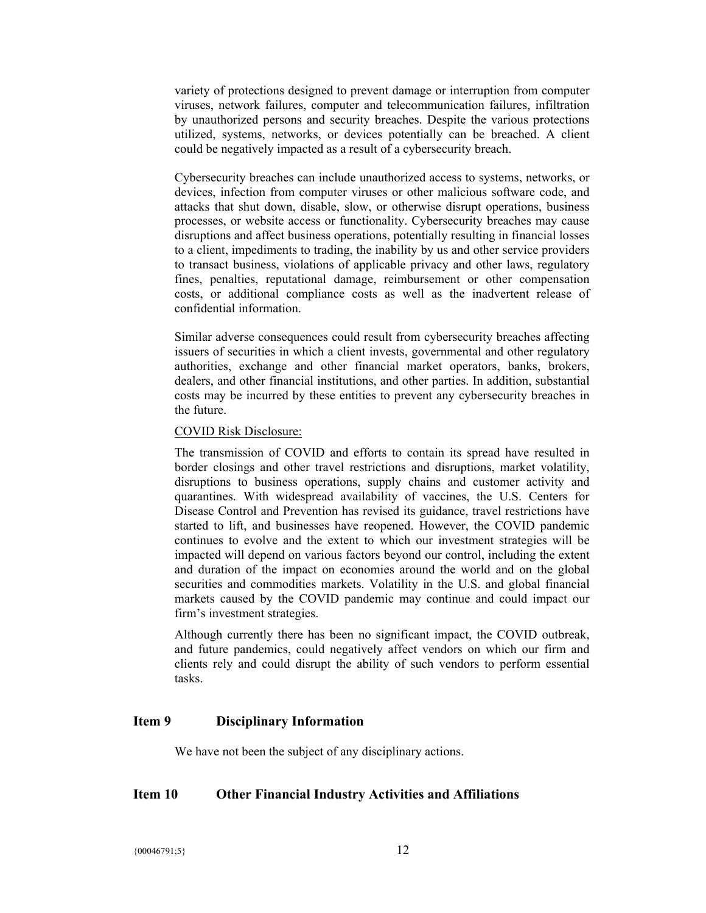variety of protections designed to prevent damage or interruption from computer viruses, network failures, computer and telecommunication failures, infiltration by unauthorized persons and security breaches. Despite the various protections utilized, systems, networks, or devices potentially can be breached. A client could be negatively impacted as a result of a cybersecurity breach.

Cybersecurity breaches can include unauthorized access to systems, networks, or devices, infection from computer viruses or other malicious software code, and attacks that shut down, disable, slow, or otherwise disrupt operations, business processes, or website access or functionality. Cybersecurity breaches may cause disruptions and affect business operations, potentially resulting in financial losses to a client, impediments to trading, the inability by us and other service providers to transact business, violations of applicable privacy and other laws, regulatory fines, penalties, reputational damage, reimbursement or other compensation costs, or additional compliance costs as well as the inadvertent release of confidential information.

Similar adverse consequences could result from cybersecurity breaches affecting issuers of securities in which a client invests, governmental and other regulatory authorities, exchange and other financial market operators, banks, brokers, dealers, and other financial institutions, and other parties. In addition, substantial costs may be incurred by these entities to prevent any cybersecurity breaches in the future.

COVID Risk Disclosure:

The transmission of COVID and efforts to contain its spread have resulted in border closings and other travel restrictions and disruptions, market volatility, disruptions to business operations, supply chains and customer activity and quarantines. With widespread availability of vaccines, the U.S. Centers for Disease Control and Prevention has revised its guidance, travel restrictions have started to lift, and businesses have reopened. However, the COVID pandemic continues to evolve and the extent to which our investment strategies will be impacted will depend on various factors beyond our control, including the extent and duration of the impact on economies around the world and on the global securities and commodities markets. Volatility in the U.S. and global financial markets caused by the COVID pandemic may continue and could impact our firm's investment strategies.

Although currently there has been no significant impact, the COVID outbreak, and future pandemics, could negatively affect vendors on which our firm and clients rely and could disrupt the ability of such vendors to perform essential tasks.

## Item 9 Disciplinary Information

We have not been the subject of any disciplinary actions.

## Item 10 Other Financial Industry Activities and Affiliations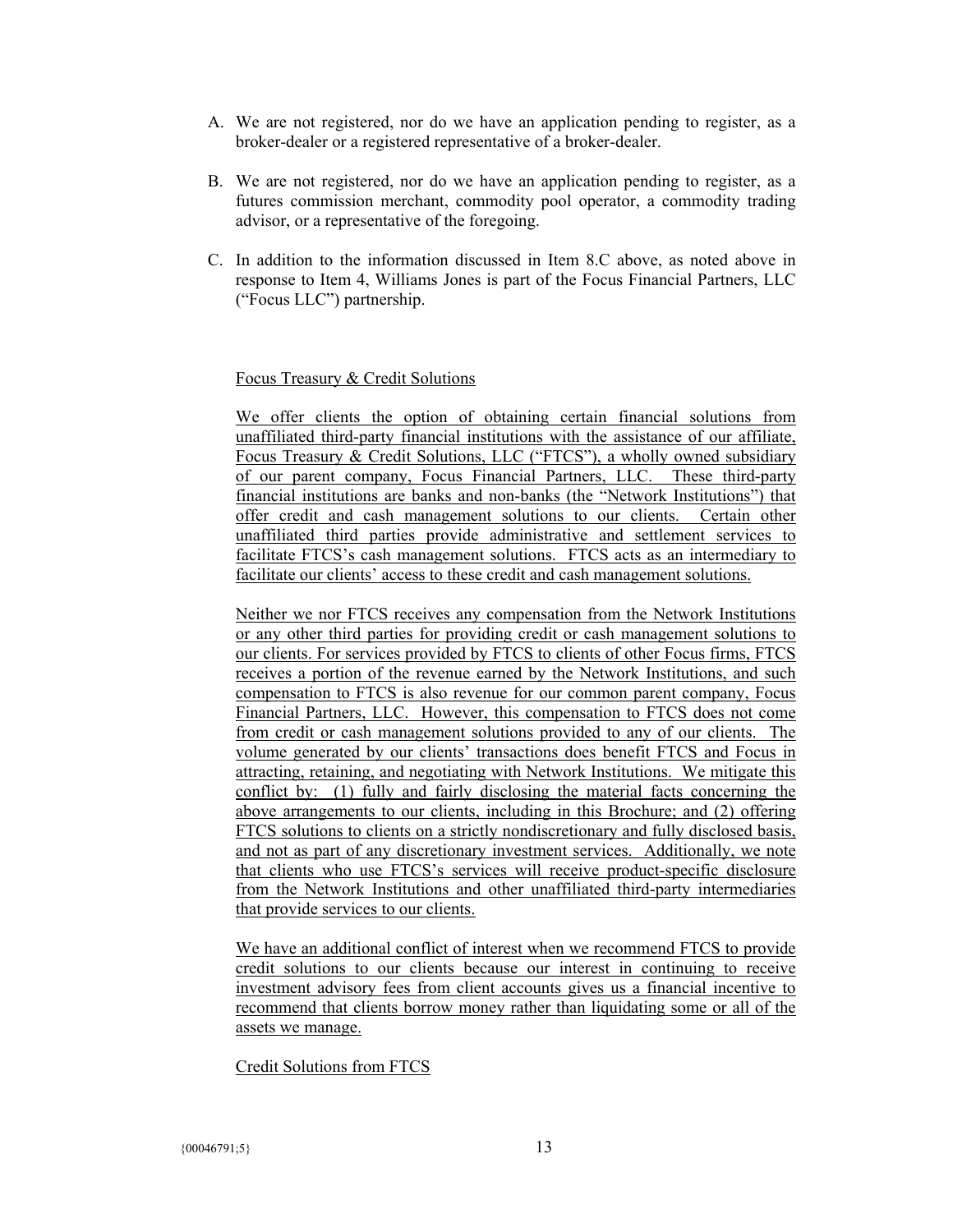A. We are not registered, nor do we have an application pending to register, as a broker-dealer or a registered representative of a broker-dealer.

B. We are not registered, nor do we have an application pending to register, as a futures commission merchant, commodity pool operator, a commodity trading advisor, or a representative of the foregoing.

C. In addition to the information discussed in Item 8.C above, as noted above in response to Item 4, Williams Jones is part of the Focus Financial Partners, LLC ("Focus LLC") partnership.

Focus Treasury & Credit Solutions

We offer clients the option of obtaining certain financial solutions from unaffiliated third-party financial institutions with the assistance of our affiliate, Focus Treasury & Credit Solutions, LLC ("FTCS"), a wholly owned subsidiary of our parent company, Focus Financial Partners, LLC. These third-party financial institutions are banks and non-banks (the "Network Institutions") that offer credit and cash management solutions to our clients. Certain other unaffiliated third parties provide administrative and settlement services to facilitate FTCS's cash management solutions. FTCS acts as an intermediary to facilitate our clients' access to these credit and cash management solutions.

Neither we nor FTCS receives any compensation from the Network Institutions or any other third parties for providing credit or cash management solutions to our clients. For services provided by FTCS to clients of other Focus firms, FTCS receives a portion of the revenue earned by the Network Institutions, and such compensation to FTCS is also revenue for our common parent company, Focus Financial Partners, LLC. However, this compensation to FTCS does not come from credit or cash management solutions provided to any of our clients. The volume generated by our clients' transactions does benefit FTCS and Focus in attracting, retaining, and negotiating with Network Institutions. We mitigate this conflict by: (1) fully and fairly disclosing the material facts concerning the above arrangements to our clients, including in this Brochure; and (2) offering FTCS solutions to clients on a strictly nondiscretionary and fully disclosed basis, and not as part of any discretionary investment services. Additionally, we note that clients who use FTCS's services will receive product-specific disclosure from the Network Institutions and other unaffiliated third-party intermediaries that provide services to our clients.

We have an additional conflict of interest when we recommend FTCS to provide credit solutions to our clients because our interest in continuing to receive investment advisory fees from client accounts gives us a financial incentive to recommend that clients borrow money rather than liquidating some or all of the assets we manage.

Credit Solutions from FTCS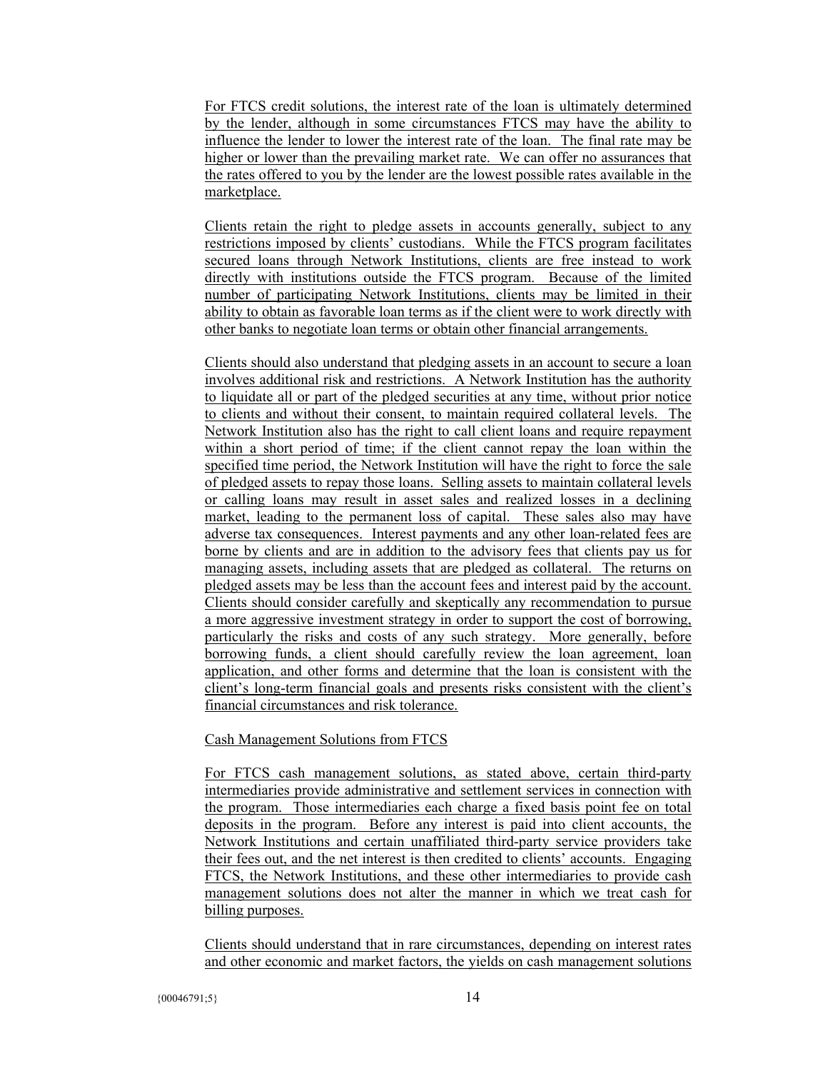For FTCS credit solutions, the interest rate of the loan is ultimately determined by the lender, although in some circumstances FTCS may have the ability to influence the lender to lower the interest rate of the loan. The final rate may be higher or lower than the prevailing market rate. We can offer no assurances that the rates offered to you by the lender are the lowest possible rates available in the marketplace.

Clients retain the right to pledge assets in accounts generally, subject to any restrictions imposed by clients' custodians. While the FTCS program facilitates secured loans through Network Institutions, clients are free instead to work directly with institutions outside the FTCS program. Because of the limited number of participating Network Institutions, clients may be limited in their ability to obtain as favorable loan terms as if the client were to work directly with other banks to negotiate loan terms or obtain other financial arrangements.

Clients should also understand that pledging assets in an account to secure a loan involves additional risk and restrictions. A Network Institution has the authority to liquidate all or part of the pledged securities at any time, without prior notice to clients and without their consent, to maintain required collateral levels. The Network Institution also has the right to call client loans and require repayment within a short period of time; if the client cannot repay the loan within the specified time period, the Network Institution will have the right to force the sale of pledged assets to repay those loans. Selling assets to maintain collateral levels or calling loans may result in asset sales and realized losses in a declining market, leading to the permanent loss of capital. These sales also may have adverse tax consequences. Interest payments and any other loan-related fees are borne by clients and are in addition to the advisory fees that clients pay us for managing assets, including assets that are pledged as collateral. The returns on pledged assets may be less than the account fees and interest paid by the account. Clients should consider carefully and skeptically any recommendation to pursue a more aggressive investment strategy in order to support the cost of borrowing, particularly the risks and costs of any such strategy. More generally, before borrowing funds, a client should carefully review the loan agreement, loan application, and other forms and determine that the loan is consistent with the client's long-term financial goals and presents risks consistent with the client's financial circumstances and risk tolerance.

Cash Management Solutions from FTCS

For FTCS cash management solutions, as stated above, certain third-party intermediaries provide administrative and settlement services in connection with the program. Those intermediaries each charge a fixed basis point fee on total deposits in the program. Before any interest is paid into client accounts, the Network Institutions and certain unaffiliated third-party service providers take their fees out, and the net interest is then credited to clients' accounts. Engaging FTCS, the Network Institutions, and these other intermediaries to provide cash management solutions does not alter the manner in which we treat cash for billing purposes.

Clients should understand that in rare circumstances, depending on interest rates and other economic and market factors, the yields on cash management solutions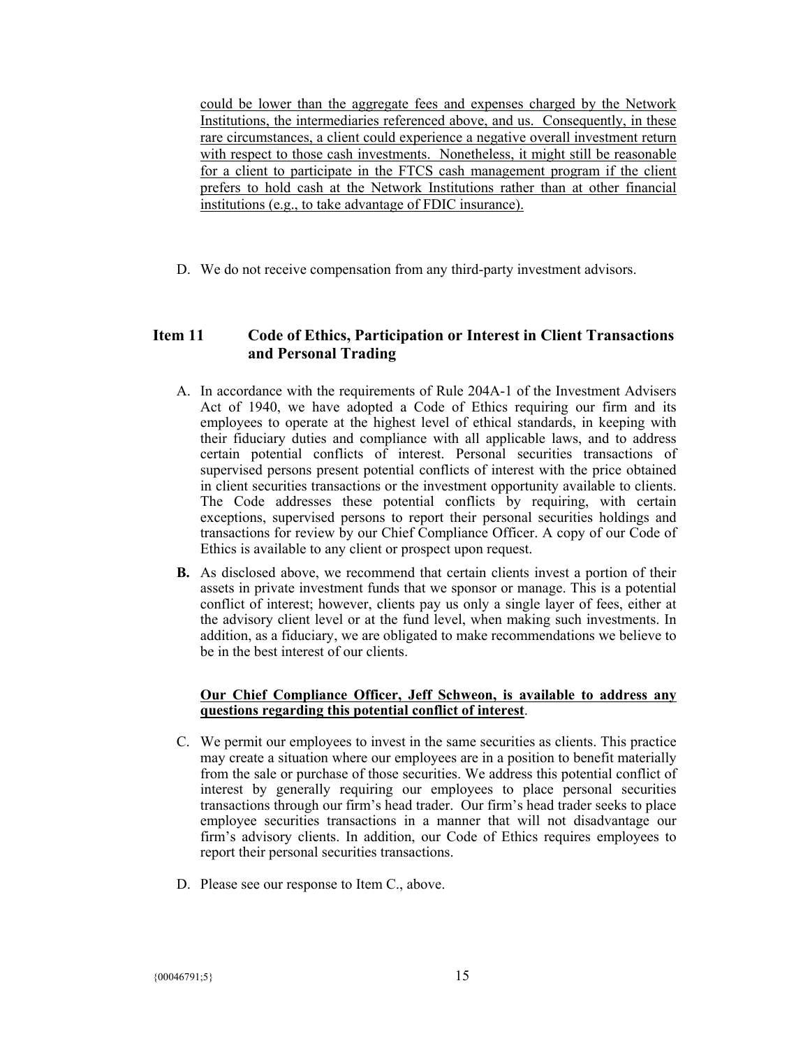could be lower than the aggregate fees and expenses charged by the Network Institutions, the intermediaries referenced above, and us. Consequently, in these rare circumstances, a client could experience a negative overall investment return with respect to those cash investments. Nonetheless, it might still be reasonable for a client to participate in the FTCS cash management program if the client prefers to hold cash at the Network Institutions rather than at other financial institutions (e.g., to take advantage of FDIC insurance).

D. We do not receive compensation from any third-party investment advisors.

## Item 11 Code of Ethics, Participation or Interest in Client Transactions and Personal Trading

A. In accordance with the requirements of Rule 204A-1 of the Investment Advisers Act of 1940, we have adopted a Code of Ethics requiring our firm and its employees to operate at the highest level of ethical standards, in keeping with their fiduciary duties and compliance with all applicable laws, and to address certain potential conflicts of interest. Personal securities transactions of supervised persons present potential conflicts of interest with the price obtained in client securities transactions or the investment opportunity available to clients. The Code addresses these potential conflicts by requiring, with certain exceptions, supervised persons to report their personal securities holdings and transactions for review by our Chief Compliance Officer. A copy of our Code of Ethics is available to any client or prospect upon request.

**B.** As disclosed above, we recommend that certain clients invest a portion of their assets in private investment funds that we sponsor or manage. This is a potential conflict of interest; however, clients pay us only a single layer of fees, either at the advisory client level or at the fund level, when making such investments. In addition, as a fiduciary, we are obligated to make recommendations we believe to be in the best interest of our clients.

**Our Chief Compliance Officer, Jeff Schweon, is available to address any questions regarding this potential conflict of interest**.

C. We permit our employees to invest in the same securities as clients. This practice may create a situation where our employees are in a position to benefit materially from the sale or purchase of those securities. We address this potential conflict of interest by generally requiring our employees to place personal securities transactions through our firm's head trader. Our firm's head trader seeks to place employee securities transactions in a manner that will not disadvantage our firm's advisory clients. In addition, our Code of Ethics requires employees to report their personal securities transactions.

D. Please see our response to Item C., above.

{00046791;5}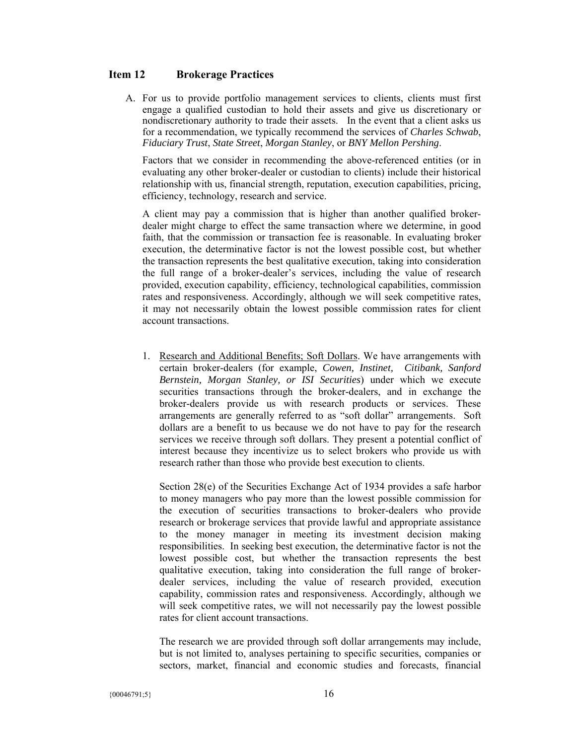## Item 12 Brokerage Practices

A. For us to provide portfolio management services to clients, clients must first engage a qualified custodian to hold their assets and give us discretionary or nondiscretionary authority to trade their assets. In the event that a client asks us for a recommendation, we typically recommend the services of *Charles Schwab*, *Fiduciary Trust*, *State Street*, *Morgan Stanley*, or *BNY Mellon Pershing*.

   Factors that we consider in recommending the above-referenced entities (or in evaluating any other broker-dealer or custodian to clients) include their historical relationship with us, financial strength, reputation, execution capabilities, pricing, efficiency, technology, research and service.

   A client may pay a commission that is higher than another qualified broker-dealer might charge to effect the same transaction where we determine, in good faith, that the commission or transaction fee is reasonable. In evaluating broker execution, the determinative factor is not the lowest possible cost, but whether the transaction represents the best qualitative execution, taking into consideration the full range of a broker-dealer's services, including the value of research provided, execution capability, efficiency, technological capabilities, commission rates and responsiveness. Accordingly, although we will seek competitive rates, it may not necessarily obtain the lowest possible commission rates for client account transactions.

   1. Research and Additional Benefits; Soft Dollars. We have arrangements with certain broker-dealers (for example, *Cowen, Instinet, Citibank, Sanford Bernstein, Morgan Stanley, or ISI Securities*) under which we execute securities transactions through the broker-dealers, and in exchange the broker-dealers provide us with research products or services. These arrangements are generally referred to as "soft dollar" arrangements. Soft dollars are a benefit to us because we do not have to pay for the research services we receive through soft dollars. They present a potential conflict of interest because they incentivize us to select brokers who provide us with research rather than those who provide best execution to clients.

      Section 28(e) of the Securities Exchange Act of 1934 provides a safe harbor to money managers who pay more than the lowest possible commission for the execution of securities transactions to broker-dealers who provide research or brokerage services that provide lawful and appropriate assistance to the money manager in meeting its investment decision making responsibilities. In seeking best execution, the determinative factor is not the lowest possible cost, but whether the transaction represents the best qualitative execution, taking into consideration the full range of broker-dealer services, including the value of research provided, execution capability, commission rates and responsiveness. Accordingly, although we will seek competitive rates, we will not necessarily pay the lowest possible rates for client account transactions.

      The research we are provided through soft dollar arrangements may include, but is not limited to, analyses pertaining to specific securities, companies or sectors, market, financial and economic studies and forecasts, financial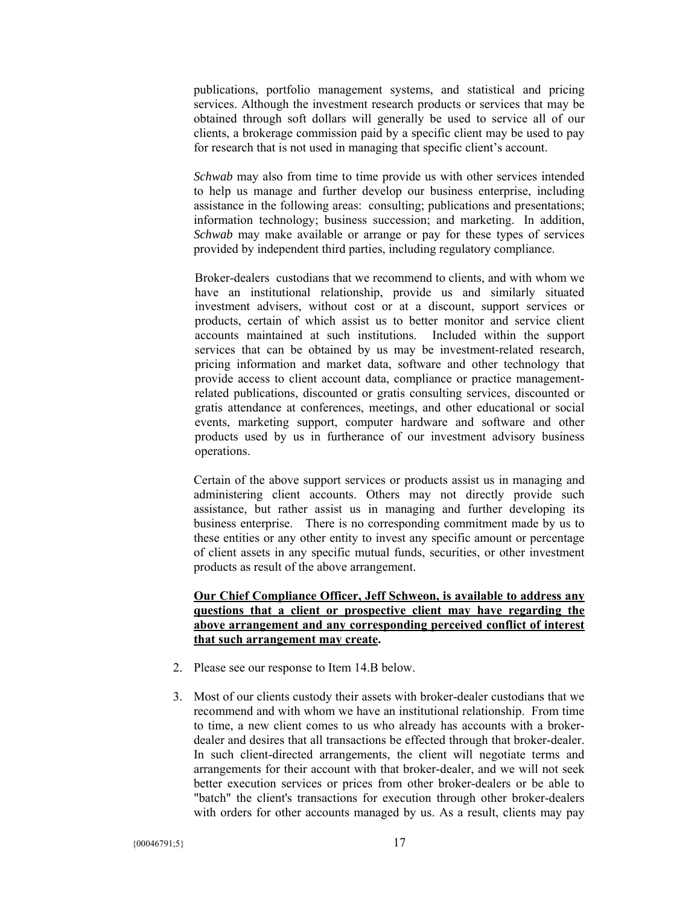publications, portfolio management systems, and statistical and pricing services. Although the investment research products or services that may be obtained through soft dollars will generally be used to service all of our clients, a brokerage commission paid by a specific client may be used to pay for research that is not used in managing that specific client's account.

*Schwab* may also from time to time provide us with other services intended to help us manage and further develop our business enterprise, including assistance in the following areas: consulting; publications and presentations; information technology; business succession; and marketing. In addition, *Schwab* may make available or arrange or pay for these types of services provided by independent third parties, including regulatory compliance.

Broker-dealers custodians that we recommend to clients, and with whom we have an institutional relationship, provide us and similarly situated investment advisers, without cost or at a discount, support services or products, certain of which assist us to better monitor and service client accounts maintained at such institutions. Included within the support services that can be obtained by us may be investment-related research, pricing information and market data, software and other technology that provide access to client account data, compliance or practice management-related publications, discounted or gratis consulting services, discounted or gratis attendance at conferences, meetings, and other educational or social events, marketing support, computer hardware and software and other products used by us in furtherance of our investment advisory business operations.

Certain of the above support services or products assist us in managing and administering client accounts. Others may not directly provide such assistance, but rather assist us in managing and further developing its business enterprise. There is no corresponding commitment made by us to these entities or any other entity to invest any specific amount or percentage of client assets in any specific mutual funds, securities, or other investment products as result of the above arrangement.

**Our Chief Compliance Officer, Jeff Schweon, is available to address any questions that a client or prospective client may have regarding the above arrangement and any corresponding perceived conflict of interest that such arrangement may create.**

2. Please see our response to Item 14.B below.

3. Most of our clients custody their assets with broker-dealer custodians that we recommend and with whom we have an institutional relationship. From time to time, a new client comes to us who already has accounts with a broker-dealer and desires that all transactions be effected through that broker-dealer. In such client-directed arrangements, the client will negotiate terms and arrangements for their account with that broker-dealer, and we will not seek better execution services or prices from other broker-dealers or be able to "batch" the client's transactions for execution through other broker-dealers with orders for other accounts managed by us. As a result, clients may pay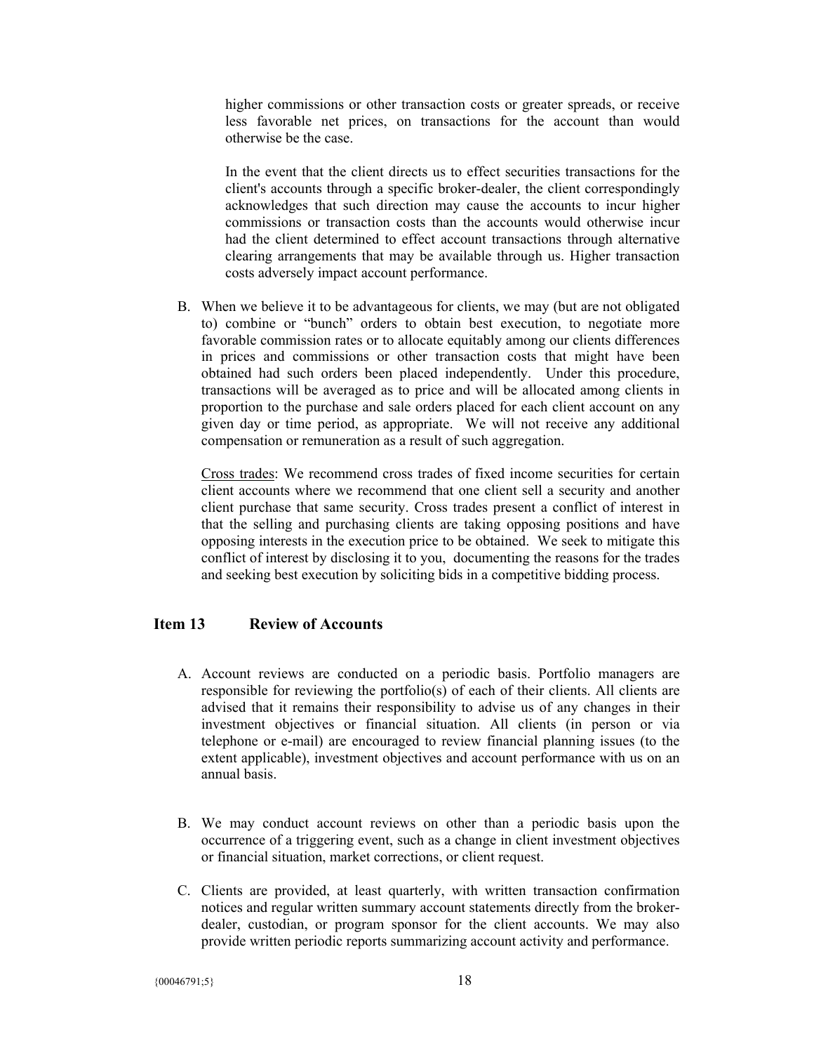higher commissions or other transaction costs or greater spreads, or receive less favorable net prices, on transactions for the account than would otherwise be the case.

In the event that the client directs us to effect securities transactions for the client's accounts through a specific broker-dealer, the client correspondingly acknowledges that such direction may cause the accounts to incur higher commissions or transaction costs than the accounts would otherwise incur had the client determined to effect account transactions through alternative clearing arrangements that may be available through us. Higher transaction costs adversely impact account performance.

B. When we believe it to be advantageous for clients, we may (but are not obligated to) combine or "bunch" orders to obtain best execution, to negotiate more favorable commission rates or to allocate equitably among our clients differences in prices and commissions or other transaction costs that might have been obtained had such orders been placed independently. Under this procedure, transactions will be averaged as to price and will be allocated among clients in proportion to the purchase and sale orders placed for each client account on any given day or time period, as appropriate. We will not receive any additional compensation or remuneration as a result of such aggregation.

   Cross trades: We recommend cross trades of fixed income securities for certain client accounts where we recommend that one client sell a security and another client purchase that same security. Cross trades present a conflict of interest in that the selling and purchasing clients are taking opposing positions and have opposing interests in the execution price to be obtained. We seek to mitigate this conflict of interest by disclosing it to you, documenting the reasons for the trades and seeking best execution by soliciting bids in a competitive bidding process.

## Item 13 Review of Accounts

A. Account reviews are conducted on a periodic basis. Portfolio managers are responsible for reviewing the portfolio(s) of each of their clients. All clients are advised that it remains their responsibility to advise us of any changes in their investment objectives or financial situation. All clients (in person or via telephone or e-mail) are encouraged to review financial planning issues (to the extent applicable), investment objectives and account performance with us on an annual basis.

B. We may conduct account reviews on other than a periodic basis upon the occurrence of a triggering event, such as a change in client investment objectives or financial situation, market corrections, or client request.

C. Clients are provided, at least quarterly, with written transaction confirmation notices and regular written summary account statements directly from the broker-dealer, custodian, or program sponsor for the client accounts. We may also provide written periodic reports summarizing account activity and performance.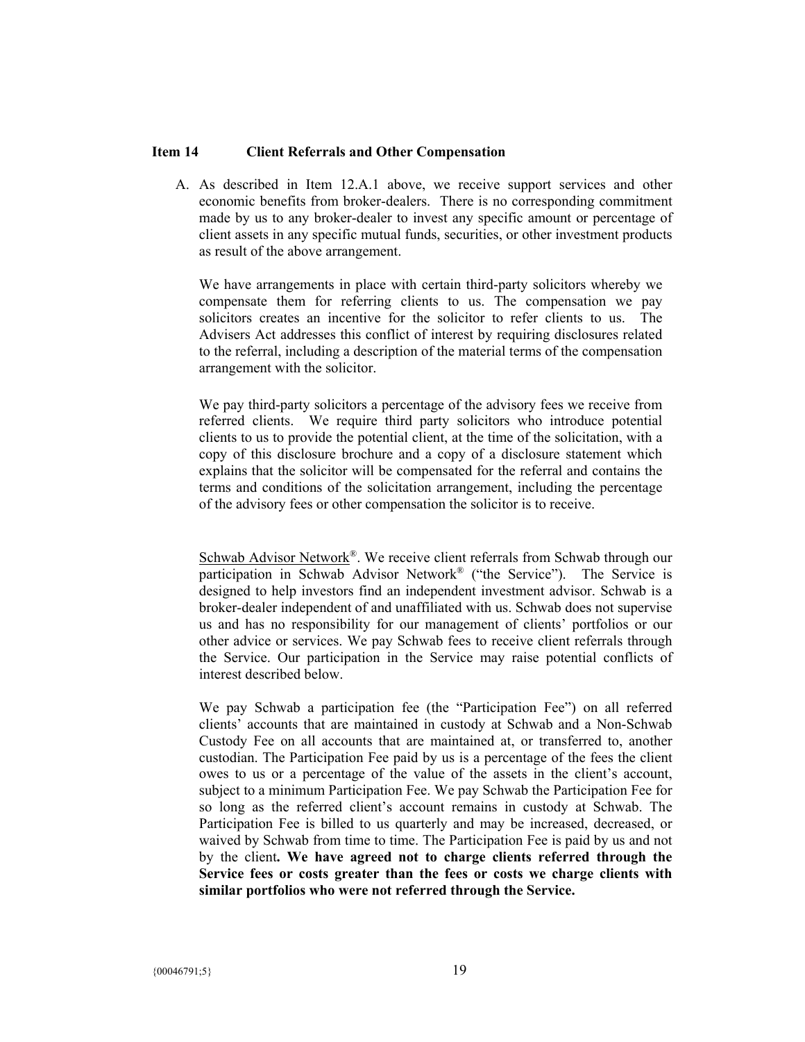## Item 14 Client Referrals and Other Compensation

A. As described in Item 12.A.1 above, we receive support services and other economic benefits from broker-dealers. There is no corresponding commitment made by us to any broker-dealer to invest any specific amount or percentage of client assets in any specific mutual funds, securities, or other investment products as result of the above arrangement.

We have arrangements in place with certain third-party solicitors whereby we compensate them for referring clients to us. The compensation we pay solicitors creates an incentive for the solicitor to refer clients to us. The Advisers Act addresses this conflict of interest by requiring disclosures related to the referral, including a description of the material terms of the compensation arrangement with the solicitor.

We pay third-party solicitors a percentage of the advisory fees we receive from referred clients. We require third party solicitors who introduce potential clients to us to provide the potential client, at the time of the solicitation, with a copy of this disclosure brochure and a copy of a disclosure statement which explains that the solicitor will be compensated for the referral and contains the terms and conditions of the solicitation arrangement, including the percentage of the advisory fees or other compensation the solicitor is to receive.

Schwab Advisor Network®. We receive client referrals from Schwab through our participation in Schwab Advisor Network® ("the Service"). The Service is designed to help investors find an independent investment advisor. Schwab is a broker-dealer independent of and unaffiliated with us. Schwab does not supervise us and has no responsibility for our management of clients' portfolios or our other advice or services. We pay Schwab fees to receive client referrals through the Service. Our participation in the Service may raise potential conflicts of interest described below.

We pay Schwab a participation fee (the "Participation Fee") on all referred clients' accounts that are maintained in custody at Schwab and a Non-Schwab Custody Fee on all accounts that are maintained at, or transferred to, another custodian. The Participation Fee paid by us is a percentage of the fees the client owes to us or a percentage of the value of the assets in the client's account, subject to a minimum Participation Fee. We pay Schwab the Participation Fee for so long as the referred client's account remains in custody at Schwab. The Participation Fee is billed to us quarterly and may be increased, decreased, or waived by Schwab from time to time. The Participation Fee is paid by us and not by the client**. We have agreed not to charge clients referred through the Service fees or costs greater than the fees or costs we charge clients with similar portfolios who were not referred through the Service.**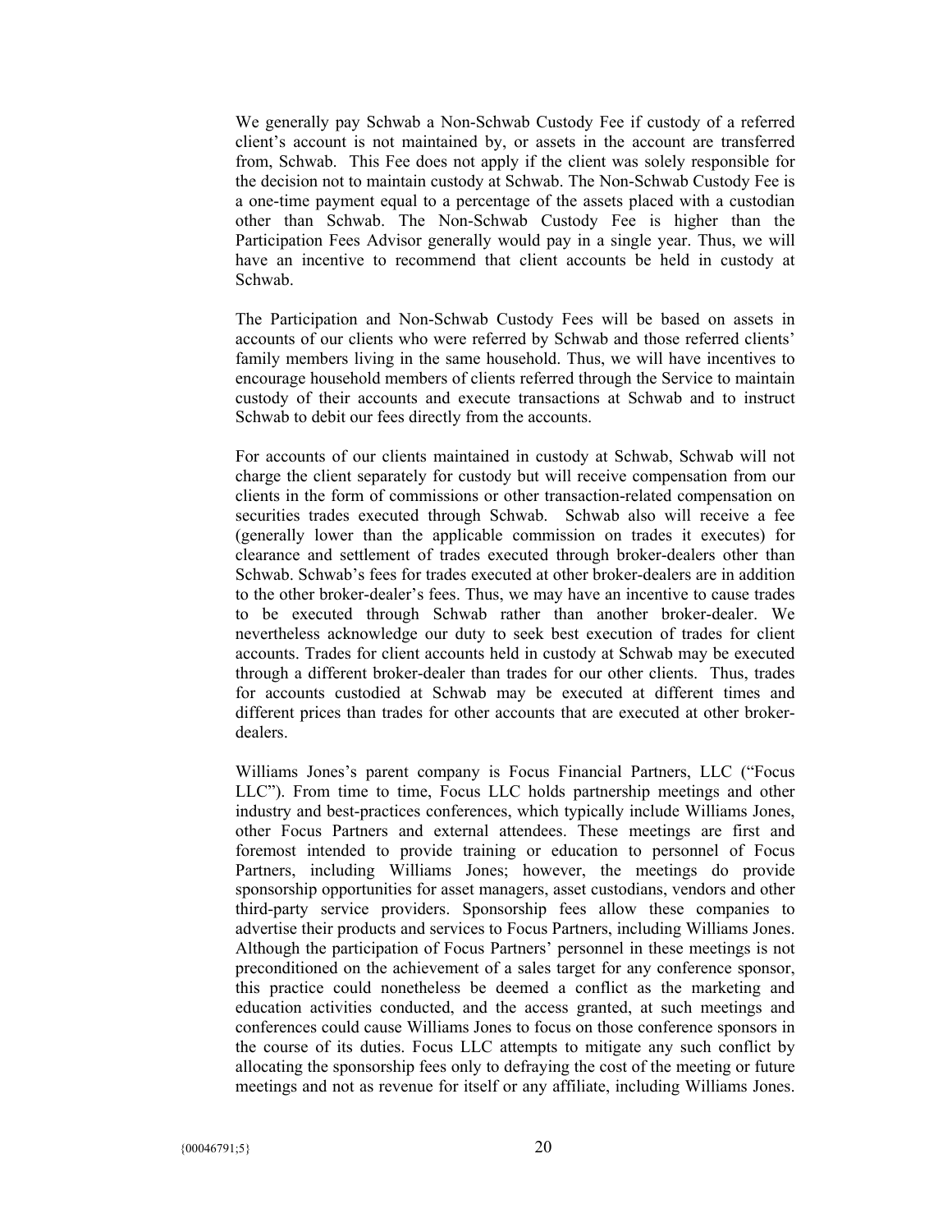We generally pay Schwab a Non-Schwab Custody Fee if custody of a referred client's account is not maintained by, or assets in the account are transferred from, Schwab. This Fee does not apply if the client was solely responsible for the decision not to maintain custody at Schwab. The Non-Schwab Custody Fee is a one-time payment equal to a percentage of the assets placed with a custodian other than Schwab. The Non-Schwab Custody Fee is higher than the Participation Fees Advisor generally would pay in a single year. Thus, we will have an incentive to recommend that client accounts be held in custody at Schwab.

The Participation and Non-Schwab Custody Fees will be based on assets in accounts of our clients who were referred by Schwab and those referred clients' family members living in the same household. Thus, we will have incentives to encourage household members of clients referred through the Service to maintain custody of their accounts and execute transactions at Schwab and to instruct Schwab to debit our fees directly from the accounts.

For accounts of our clients maintained in custody at Schwab, Schwab will not charge the client separately for custody but will receive compensation from our clients in the form of commissions or other transaction-related compensation on securities trades executed through Schwab. Schwab also will receive a fee (generally lower than the applicable commission on trades it executes) for clearance and settlement of trades executed through broker-dealers other than Schwab. Schwab's fees for trades executed at other broker-dealers are in addition to the other broker-dealer's fees. Thus, we may have an incentive to cause trades to be executed through Schwab rather than another broker-dealer. We nevertheless acknowledge our duty to seek best execution of trades for client accounts. Trades for client accounts held in custody at Schwab may be executed through a different broker-dealer than trades for our other clients. Thus, trades for accounts custodied at Schwab may be executed at different times and different prices than trades for other accounts that are executed at other broker-dealers.

Williams Jones's parent company is Focus Financial Partners, LLC ("Focus LLC"). From time to time, Focus LLC holds partnership meetings and other industry and best-practices conferences, which typically include Williams Jones, other Focus Partners and external attendees. These meetings are first and foremost intended to provide training or education to personnel of Focus Partners, including Williams Jones; however, the meetings do provide sponsorship opportunities for asset managers, asset custodians, vendors and other third-party service providers. Sponsorship fees allow these companies to advertise their products and services to Focus Partners, including Williams Jones. Although the participation of Focus Partners' personnel in these meetings is not preconditioned on the achievement of a sales target for any conference sponsor, this practice could nonetheless be deemed a conflict as the marketing and education activities conducted, and the access granted, at such meetings and conferences could cause Williams Jones to focus on those conference sponsors in the course of its duties. Focus LLC attempts to mitigate any such conflict by allocating the sponsorship fees only to defraying the cost of the meeting or future meetings and not as revenue for itself or any affiliate, including Williams Jones.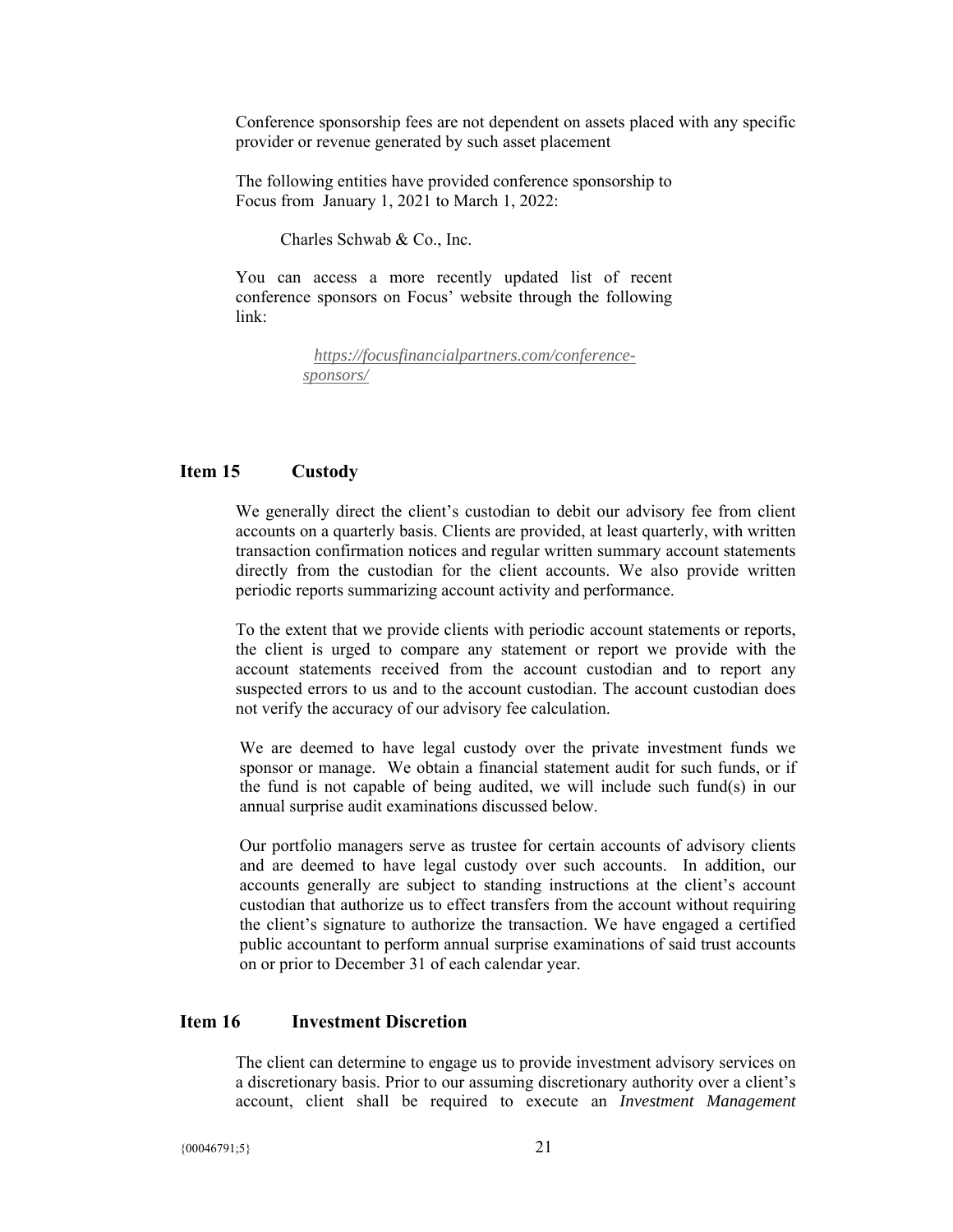Conference sponsorship fees are not dependent on assets placed with any specific provider or revenue generated by such asset placement

The following entities have provided conference sponsorship to Focus from January 1, 2021 to March 1, 2022:

Charles Schwab & Co., Inc.

You can access a more recently updated list of recent conference sponsors on Focus' website through the following link:

*https://focusfinancialpartners.com/conference-sponsors/*

## Item 15 Custody

We generally direct the client's custodian to debit our advisory fee from client accounts on a quarterly basis. Clients are provided, at least quarterly, with written transaction confirmation notices and regular written summary account statements directly from the custodian for the client accounts. We also provide written periodic reports summarizing account activity and performance.

To the extent that we provide clients with periodic account statements or reports, the client is urged to compare any statement or report we provide with the account statements received from the account custodian and to report any suspected errors to us and to the account custodian. The account custodian does not verify the accuracy of our advisory fee calculation.

We are deemed to have legal custody over the private investment funds we sponsor or manage. We obtain a financial statement audit for such funds, or if the fund is not capable of being audited, we will include such fund(s) in our annual surprise audit examinations discussed below.

Our portfolio managers serve as trustee for certain accounts of advisory clients and are deemed to have legal custody over such accounts. In addition, our accounts generally are subject to standing instructions at the client's account custodian that authorize us to effect transfers from the account without requiring the client's signature to authorize the transaction. We have engaged a certified public accountant to perform annual surprise examinations of said trust accounts on or prior to December 31 of each calendar year.

## Item 16 Investment Discretion

The client can determine to engage us to provide investment advisory services on a discretionary basis. Prior to our assuming discretionary authority over a client's account, client shall be required to execute an *Investment Management*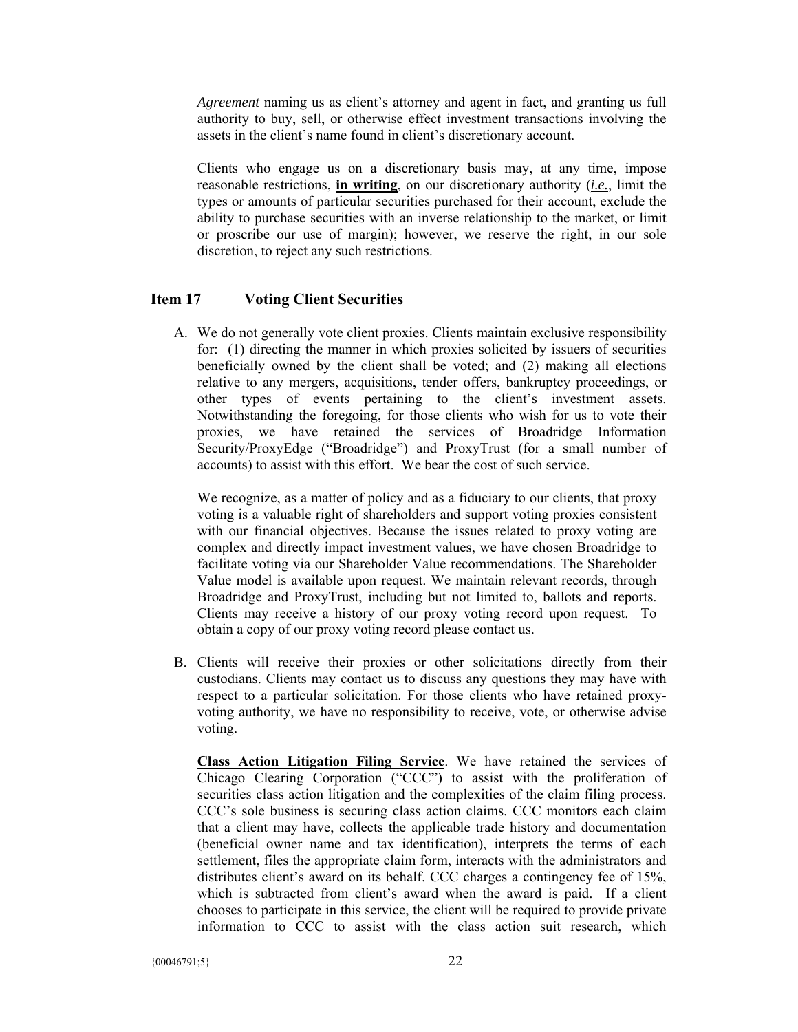*Agreement* naming us as client's attorney and agent in fact, and granting us full authority to buy, sell, or otherwise effect investment transactions involving the assets in the client's name found in client's discretionary account.

Clients who engage us on a discretionary basis may, at any time, impose reasonable restrictions, **in writing**, on our discretionary authority (*i.e.*, limit the types or amounts of particular securities purchased for their account, exclude the ability to purchase securities with an inverse relationship to the market, or limit or proscribe our use of margin); however, we reserve the right, in our sole discretion, to reject any such restrictions.

## Item 17 Voting Client Securities

A. We do not generally vote client proxies. Clients maintain exclusive responsibility for: (1) directing the manner in which proxies solicited by issuers of securities beneficially owned by the client shall be voted; and (2) making all elections relative to any mergers, acquisitions, tender offers, bankruptcy proceedings, or other types of events pertaining to the client's investment assets. Notwithstanding the foregoing, for those clients who wish for us to vote their proxies, we have retained the services of Broadridge Information Security/ProxyEdge ("Broadridge") and ProxyTrust (for a small number of accounts) to assist with this effort. We bear the cost of such service.

   We recognize, as a matter of policy and as a fiduciary to our clients, that proxy voting is a valuable right of shareholders and support voting proxies consistent with our financial objectives. Because the issues related to proxy voting are complex and directly impact investment values, we have chosen Broadridge to facilitate voting via our Shareholder Value recommendations. The Shareholder Value model is available upon request. We maintain relevant records, through Broadridge and ProxyTrust, including but not limited to, ballots and reports. Clients may receive a history of our proxy voting record upon request. To obtain a copy of our proxy voting record please contact us.

B. Clients will receive their proxies or other solicitations directly from their custodians. Clients may contact us to discuss any questions they may have with respect to a particular solicitation. For those clients who have retained proxy-voting authority, we have no responsibility to receive, vote, or otherwise advise voting.

   **Class Action Litigation Filing Service**. We have retained the services of Chicago Clearing Corporation ("CCC") to assist with the proliferation of securities class action litigation and the complexities of the claim filing process. CCC's sole business is securing class action claims. CCC monitors each claim that a client may have, collects the applicable trade history and documentation (beneficial owner name and tax identification), interprets the terms of each settlement, files the appropriate claim form, interacts with the administrators and distributes client's award on its behalf. CCC charges a contingency fee of 15%, which is subtracted from client's award when the award is paid. If a client chooses to participate in this service, the client will be required to provide private information to CCC to assist with the class action suit research, which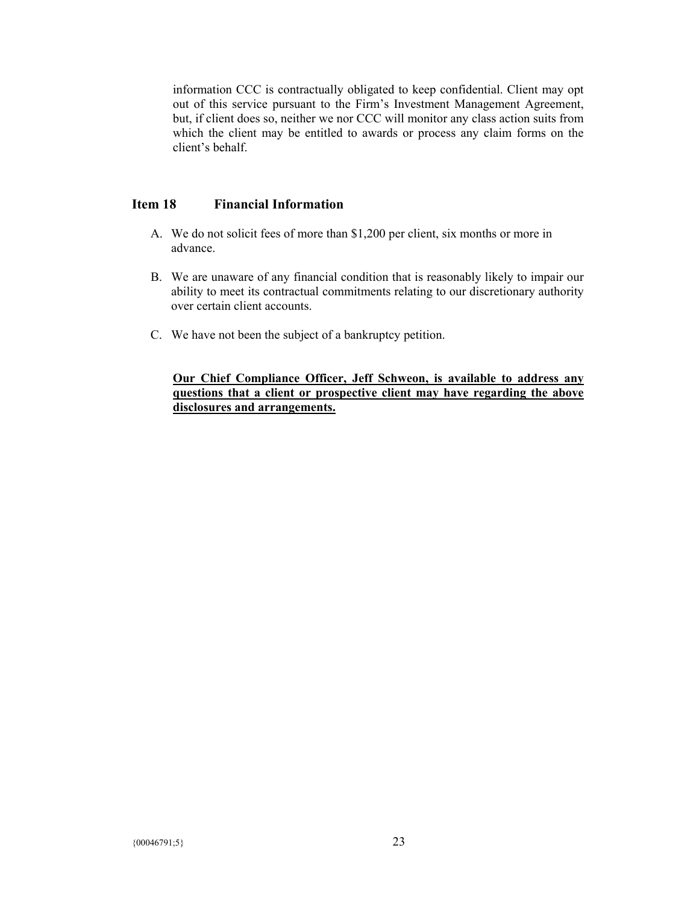information CCC is contractually obligated to keep confidential. Client may opt out of this service pursuant to the Firm's Investment Management Agreement, but, if client does so, neither we nor CCC will monitor any class action suits from which the client may be entitled to awards or process any claim forms on the client's behalf.

## Item 18 Financial Information

A. We do not solicit fees of more than $1,200 per client, six months or more in advance.

B. We are unaware of any financial condition that is reasonably likely to impair our ability to meet its contractual commitments relating to our discretionary authority over certain client accounts.

C. We have not been the subject of a bankruptcy petition.

**Our Chief Compliance Officer, Jeff Schweon, is available to address any questions that a client or prospective client may have regarding the above disclosures and arrangements.**